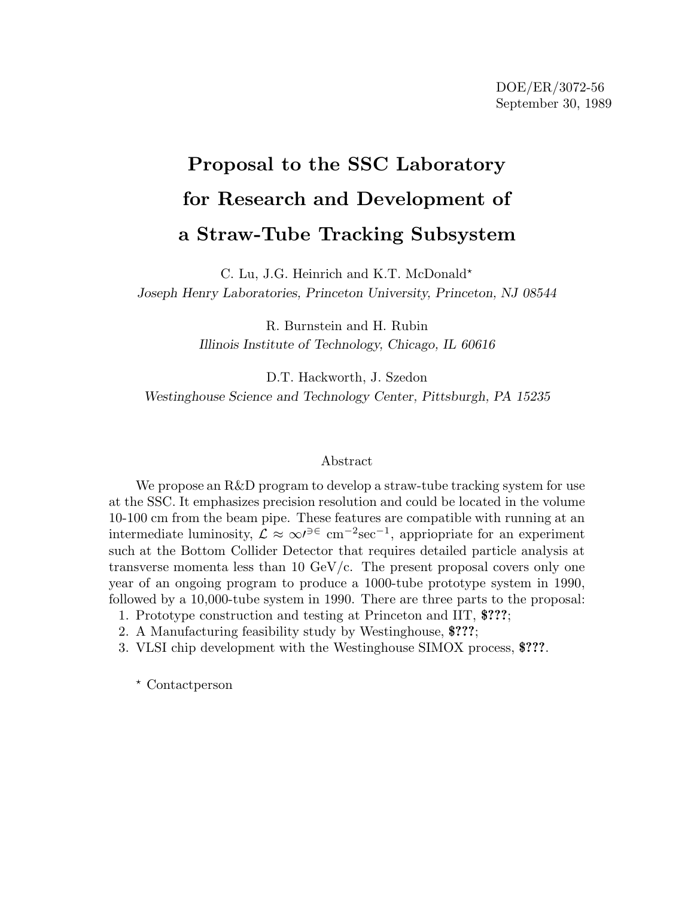DOE/ER/3072-56
September 30, 1989

# Proposal to the SSC Laboratory for Research and Development of a Straw-Tube Tracking Subsystem

C. Lu, J.G. Heinrich and K.T. McDonald*
*Joseph Henry Laboratories, Princeton University, Princeton, NJ 08544*

R. Burnstein and H. Rubin
*Illinois Institute of Technology, Chicago, IL 60616*

D.T. Hackworth, J. Szedon
*Westinghouse Science and Technology Center, Pittsburgh, PA 15235*

## Abstract

We propose an R&D program to develop a straw-tube tracking system for use at the SSC. It emphasizes precision resolution and could be located in the volume 10-100 cm from the beam pipe. These features are compatible with running at an intermediate luminosity, $\mathcal{L} \approx \infty\prime^{\ni\in}$ cm$^{-2}$sec$^{-1}$, appriopriate for an experiment such at the Bottom Collider Detector that requires detailed particle analysis at transverse momenta less than 10 GeV/c. The present proposal covers only one year of an ongoing program to produce a 1000-tube prototype system in 1990, followed by a 10,000-tube system in 1990. There are three parts to the proposal:

1. Prototype construction and testing at Princeton and IIT, **$???**;
2. A Manufacturing feasibility study by Westinghouse, **$???**;
3. VLSI chip development with the Westinghouse SIMOX process, **$???**.

* Contactperson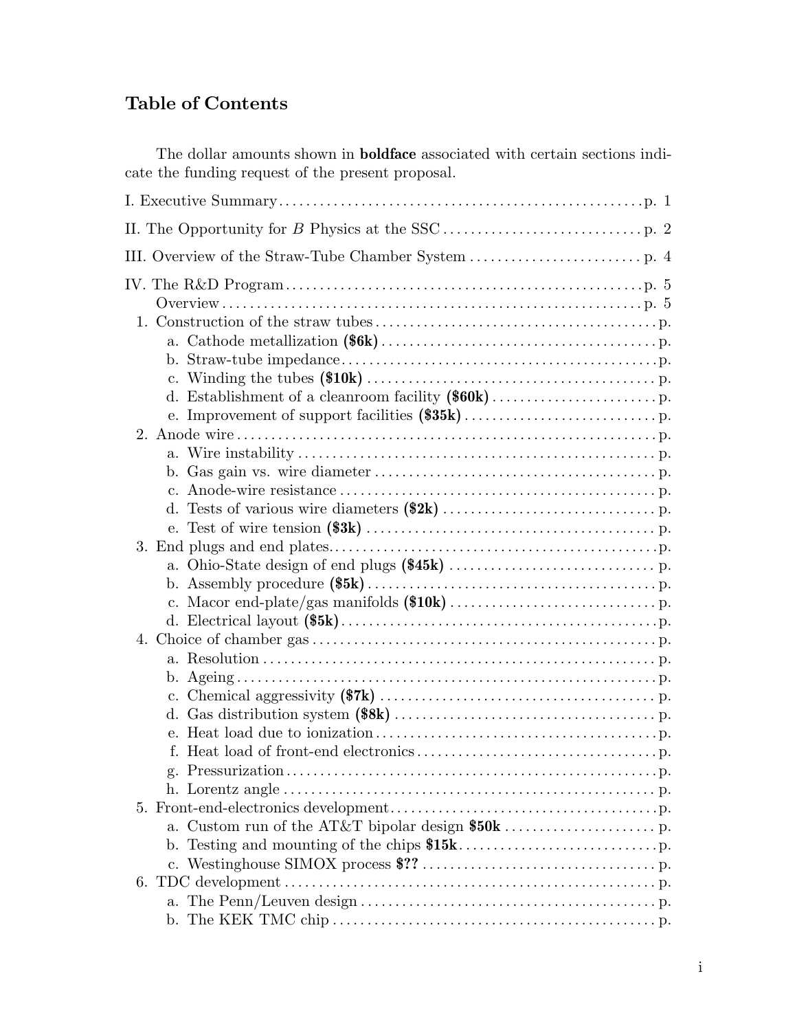## Table of Contents

The dollar amounts shown in **boldface** associated with certain sections indicate the funding request of the present proposal.

I. Executive Summary . . . . . . . . . . . . . . . . . . . . . . . . . . . . . . . . . . . . . . . . . . . . . . . . . . . . p. 1

II. The Opportunity for $B$ Physics at the SSC . . . . . . . . . . . . . . . . . . . . . . . . . . . . p. 2

III. Overview of the Straw-Tube Chamber System . . . . . . . . . . . . . . . . . . . . . . . . . p. 4

IV. The R&D Program . . . . . . . . . . . . . . . . . . . . . . . . . . . . . . . . . . . . . . . . . . . . . . . . . . . p. 5

- Overview . . . . . . . . . . . . . . . . . . . . . . . . . . . . . . . . . . . . . . . . . . . . . . . . . . . . . . . . . . . . p. 5

1. Construction of the straw tubes . . . . . . . . . . . . . . . . . . . . . . . . . . . . . . . . . . . . . . . . p.
   - a. Cathode metallization **($6k)** . . . . . . . . . . . . . . . . . . . . . . . . . . . . . . . . . . . . . . . p.
   - b. Straw-tube impedance . . . . . . . . . . . . . . . . . . . . . . . . . . . . . . . . . . . . . . . . . . . . . p.
   - c. Winding the tubes **($10k)** . . . . . . . . . . . . . . . . . . . . . . . . . . . . . . . . . . . . . . . . . p.
   - d. Establishment of a cleanroom facility **($60k)** . . . . . . . . . . . . . . . . . . . . . . . p.
   - e. Improvement of support facilities **($35k)** . . . . . . . . . . . . . . . . . . . . . . . . . . . p.
2. Anode wire . . . . . . . . . . . . . . . . . . . . . . . . . . . . . . . . . . . . . . . . . . . . . . . . . . . . . . . . . . . . p.
   - a. Wire instability . . . . . . . . . . . . . . . . . . . . . . . . . . . . . . . . . . . . . . . . . . . . . . . . . . . p.
   - b. Gas gain vs. wire diameter . . . . . . . . . . . . . . . . . . . . . . . . . . . . . . . . . . . . . . . . p.
   - c. Anode-wire resistance . . . . . . . . . . . . . . . . . . . . . . . . . . . . . . . . . . . . . . . . . . . . . p.
   - d. Tests of various wire diameters **($2k)** . . . . . . . . . . . . . . . . . . . . . . . . . . . . . . p.
   - e. Test of wire tension **($3k)** . . . . . . . . . . . . . . . . . . . . . . . . . . . . . . . . . . . . . . . . . p.
3. End plugs and end plates . . . . . . . . . . . . . . . . . . . . . . . . . . . . . . . . . . . . . . . . . . . . . . . p.
   - a. Ohio-State design of end plugs **($45k)** . . . . . . . . . . . . . . . . . . . . . . . . . . . . . p.
   - b. Assembly procedure **($5k)** . . . . . . . . . . . . . . . . . . . . . . . . . . . . . . . . . . . . . . . . . p.
   - c. Macor end-plate/gas manifolds **($10k)** . . . . . . . . . . . . . . . . . . . . . . . . . . . . . p.
   - d. Electrical layout **($5k)** . . . . . . . . . . . . . . . . . . . . . . . . . . . . . . . . . . . . . . . . . . . . . p.
4. Choice of chamber gas . . . . . . . . . . . . . . . . . . . . . . . . . . . . . . . . . . . . . . . . . . . . . . . . . p.
   - a. Resolution . . . . . . . . . . . . . . . . . . . . . . . . . . . . . . . . . . . . . . . . . . . . . . . . . . . . . . . . p.
   - b. Ageing . . . . . . . . . . . . . . . . . . . . . . . . . . . . . . . . . . . . . . . . . . . . . . . . . . . . . . . . . . . p.
   - c. Chemical aggressivity **($7k)** . . . . . . . . . . . . . . . . . . . . . . . . . . . . . . . . . . . . . . . . p.
   - d. Gas distribution system **($8k)** . . . . . . . . . . . . . . . . . . . . . . . . . . . . . . . . . . . . . p.
   - e. Heat load due to ionization . . . . . . . . . . . . . . . . . . . . . . . . . . . . . . . . . . . . . . . . p.
   - f. Heat load of front-end electronics . . . . . . . . . . . . . . . . . . . . . . . . . . . . . . . . . . . p.
   - g. Pressurization . . . . . . . . . . . . . . . . . . . . . . . . . . . . . . . . . . . . . . . . . . . . . . . . . . . . p.
   - h. Lorentz angle . . . . . . . . . . . . . . . . . . . . . . . . . . . . . . . . . . . . . . . . . . . . . . . . . . . . . p.
5. Front-end-electronics development . . . . . . . . . . . . . . . . . . . . . . . . . . . . . . . . . . . . . . p.
   - a. Custom run of the AT&T bipolar design **$50k** . . . . . . . . . . . . . . . . . . . . . . p.
   - b. Testing and mounting of the chips **$15k** . . . . . . . . . . . . . . . . . . . . . . . . . . . . p.
   - c. Westinghouse SIMOX process **$??** . . . . . . . . . . . . . . . . . . . . . . . . . . . . . . . . . . p.
6. TDC development . . . . . . . . . . . . . . . . . . . . . . . . . . . . . . . . . . . . . . . . . . . . . . . . . . . . . . p.
   - a. The Penn/Leuven design . . . . . . . . . . . . . . . . . . . . . . . . . . . . . . . . . . . . . . . . . . . p.
   - b. The KEK TMC chip . . . . . . . . . . . . . . . . . . . . . . . . . . . . . . . . . . . . . . . . . . . . . . . . p.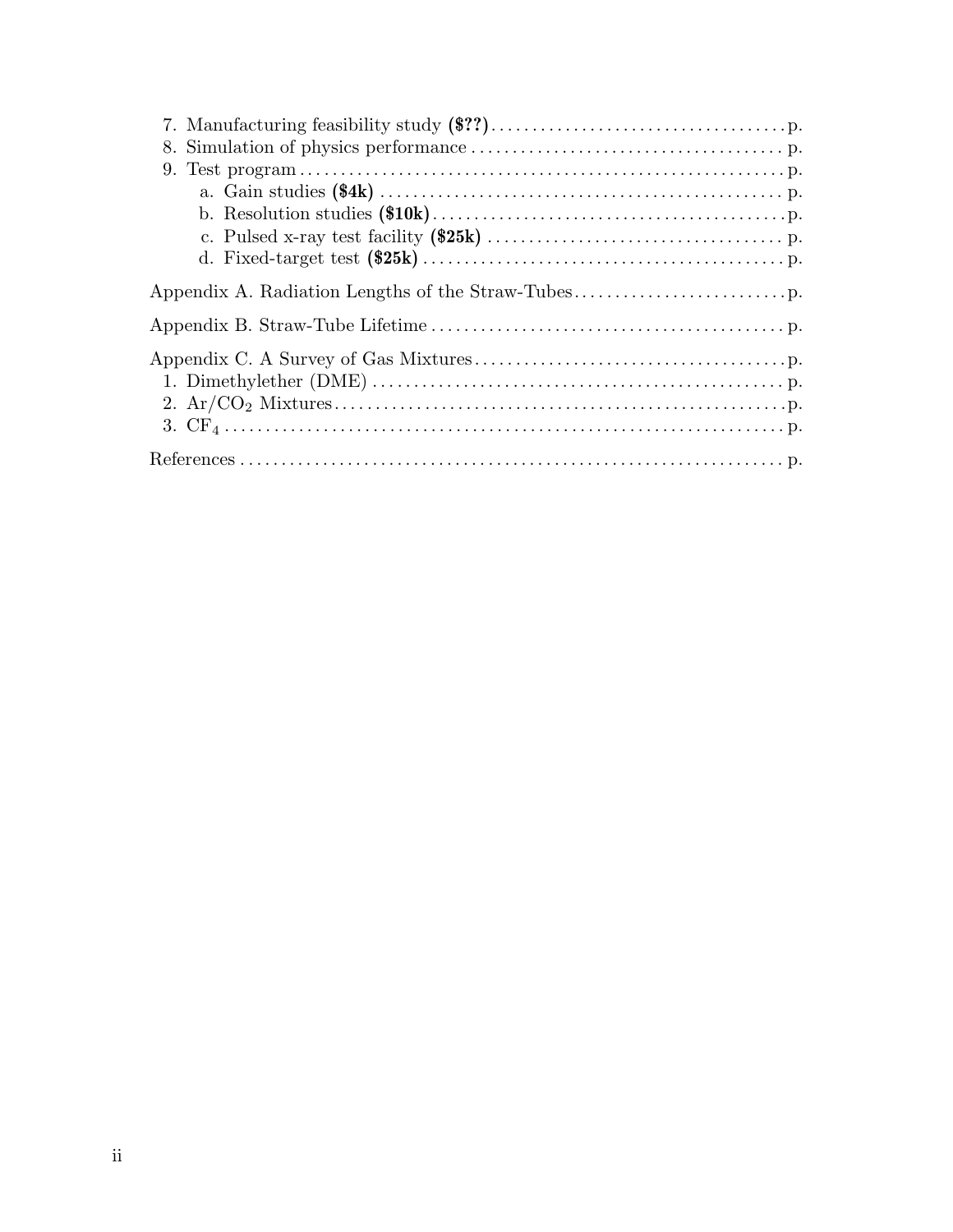7. Manufacturing feasibility study **($??)** . . . . . . . . . . . . . . . . . . . . . . . . . . . . . . . . . . . p.
8. Simulation of physics performance . . . . . . . . . . . . . . . . . . . . . . . . . . . . . . . . . . . . . . p.
9. Test program . . . . . . . . . . . . . . . . . . . . . . . . . . . . . . . . . . . . . . . . . . . . . . . . . . . . . . . . . p.
    a. Gain studies **($4k)** . . . . . . . . . . . . . . . . . . . . . . . . . . . . . . . . . . . . . . . . . . . . . . . p.
    b. Resolution studies **($10k)** . . . . . . . . . . . . . . . . . . . . . . . . . . . . . . . . . . . . . . . . . p.
    c. Pulsed x-ray test facility **($25k)** . . . . . . . . . . . . . . . . . . . . . . . . . . . . . . . . . . . p.
    d. Fixed-target test **($25k)** . . . . . . . . . . . . . . . . . . . . . . . . . . . . . . . . . . . . . . . . . . p.

Appendix A. Radiation Lengths of the Straw-Tubes . . . . . . . . . . . . . . . . . . . . . . . . . . p.

Appendix B. Straw-Tube Lifetime . . . . . . . . . . . . . . . . . . . . . . . . . . . . . . . . . . . . . . . . . . p.

Appendix C. A Survey of Gas Mixtures . . . . . . . . . . . . . . . . . . . . . . . . . . . . . . . . . . . . . p.
1. Dimethylether (DME) . . . . . . . . . . . . . . . . . . . . . . . . . . . . . . . . . . . . . . . . . . . . . . . . . . p.
2. $Ar/CO_2$ Mixtures . . . . . . . . . . . . . . . . . . . . . . . . . . . . . . . . . . . . . . . . . . . . . . . . . . . . p.
3. $CF_4$ . . . . . . . . . . . . . . . . . . . . . . . . . . . . . . . . . . . . . . . . . . . . . . . . . . . . . . . . . . . . . . . . . p.

References . . . . . . . . . . . . . . . . . . . . . . . . . . . . . . . . . . . . . . . . . . . . . . . . . . . . . . . . . . . . . . . p.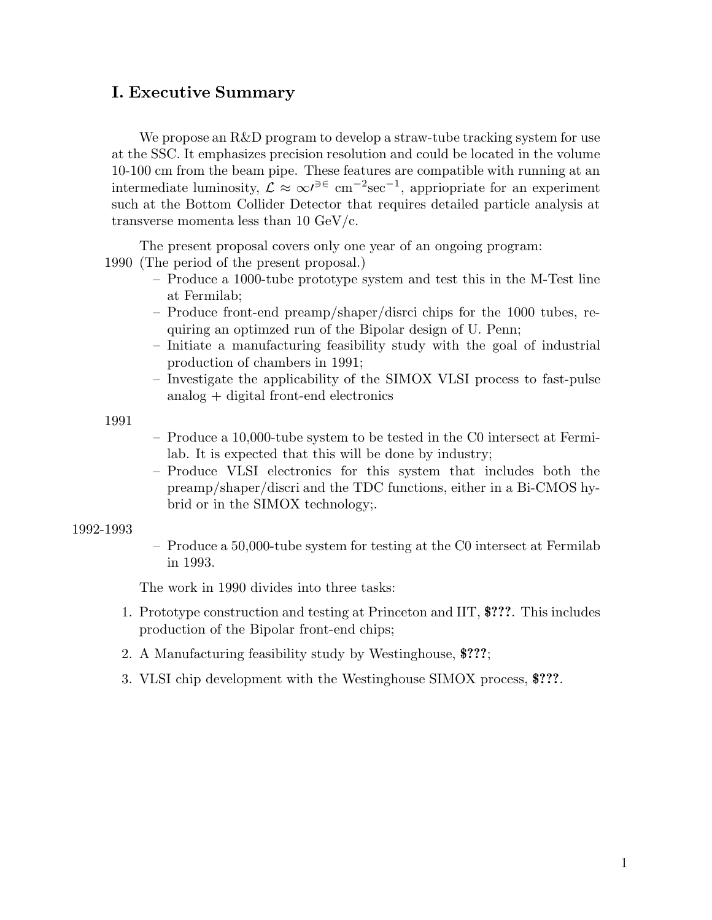# I. Executive Summary

We propose an R&D program to develop a straw-tube tracking system for use at the SSC. It emphasizes precision resolution and could be located in the volume 10-100 cm from the beam pipe. These features are compatible with running at an intermediate luminosity, $\mathcal{L} \approx \infty\prime^{\ni\in}$ cm$^{-2}$sec$^{-1}$, appriopriate for an experiment such at the Bottom Collider Detector that requires detailed particle analysis at transverse momenta less than 10 GeV/c.

The present proposal covers only one year of an ongoing program:

1990 (The period of the present proposal.)

- Produce a 1000-tube prototype system and test this in the M-Test line at Fermilab;
- Produce front-end preamp/shaper/disrci chips for the 1000 tubes, requiring an optimzed run of the Bipolar design of U. Penn;
- Initiate a manufacturing feasibility study with the goal of industrial production of chambers in 1991;
- Investigate the applicability of the SIMOX VLSI process to fast-pulse analog + digital front-end electronics

1991

- Produce a 10,000-tube system to be tested in the C0 intersect at Fermilab. It is expected that this will be done by industry;
- Produce VLSI electronics for this system that includes both the preamp/shaper/discri and the TDC functions, either in a Bi-CMOS hybrid or in the SIMOX technology;.

1992-1993

- Produce a 50,000-tube system for testing at the C0 intersect at Fermilab in 1993.

The work in 1990 divides into three tasks:

1. Prototype construction and testing at Princeton and IIT, **$???**. This includes production of the Bipolar front-end chips;
2. A Manufacturing feasibility study by Westinghouse, **$???**;
3. VLSI chip development with the Westinghouse SIMOX process, **$???**.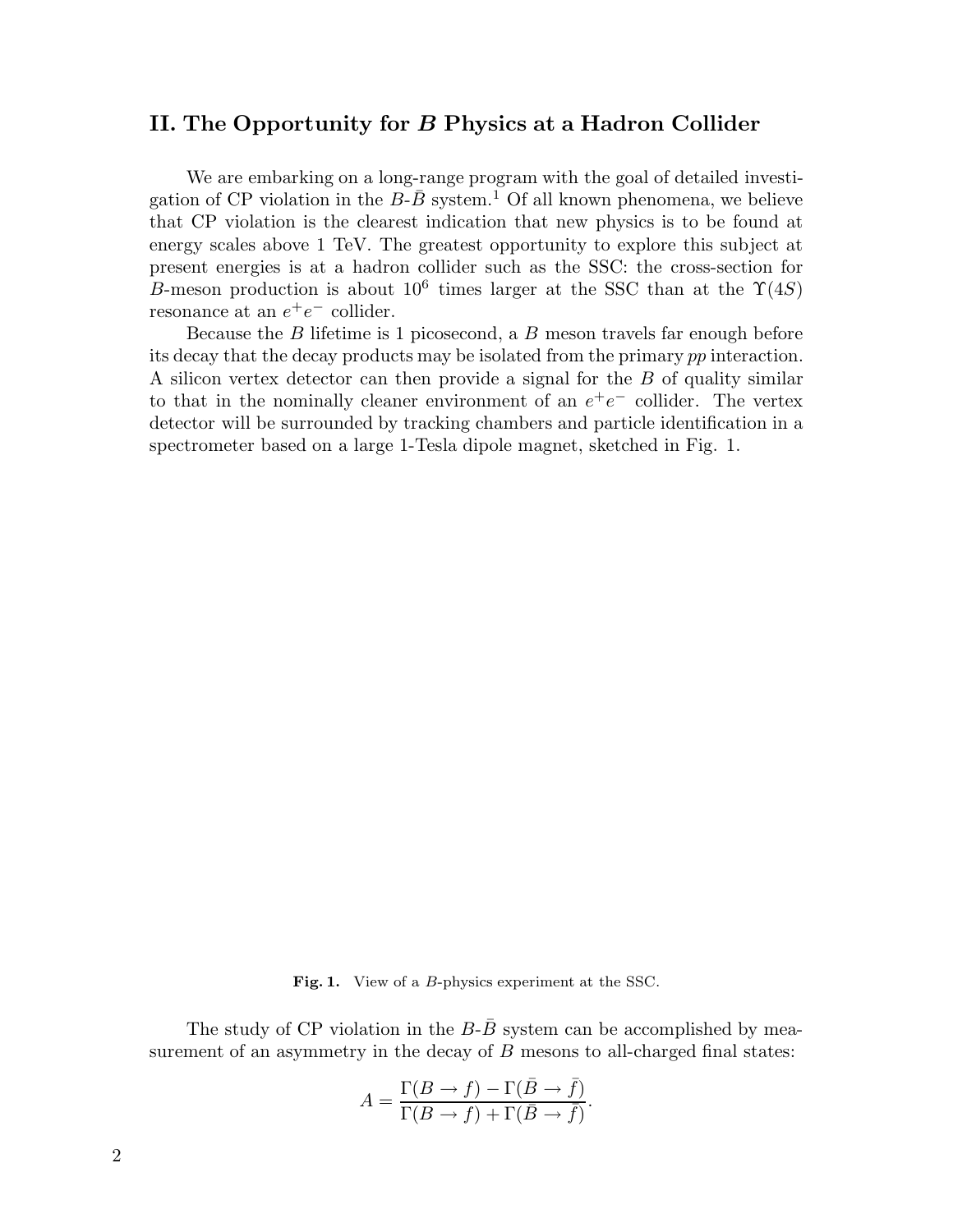## II. The Opportunity for $B$ Physics at a Hadron Collider

We are embarking on a long-range program with the goal of detailed investigation of CP violation in the $B$-$\bar{B}$ system.[1] Of all known phenomena, we believe that CP violation is the clearest indication that new physics is to be found at energy scales above 1 TeV. The greatest opportunity to explore this subject at present energies is at a hadron collider such as the SSC: the cross-section for $B$-meson production is about $10^6$ times larger at the SSC than at the $\Upsilon(4S)$ resonance at an $e^+e^-$ collider.

Because the $B$ lifetime is 1 picosecond, a $B$ meson travels far enough before its decay that the decay products may be isolated from the primary $pp$ interaction. A silicon vertex detector can then provide a signal for the $B$ of quality similar to that in the nominally cleaner environment of an $e^+e^-$ collider. The vertex detector will be surrounded by tracking chambers and particle identification in a spectrometer based on a large 1-Tesla dipole magnet, sketched in Fig. 1.

**Fig. 1.** View of a $B$-physics experiment at the SSC.

The study of CP violation in the $B$-$\bar{B}$ system can be accomplished by measurement of an asymmetry in the decay of $B$ mesons to all-charged final states:

$$A = \frac{\Gamma(B \to f) - \Gamma(\bar{B} \to \bar{f})}{\Gamma(B \to f) + \Gamma(\bar{B} \to \bar{f})}.$$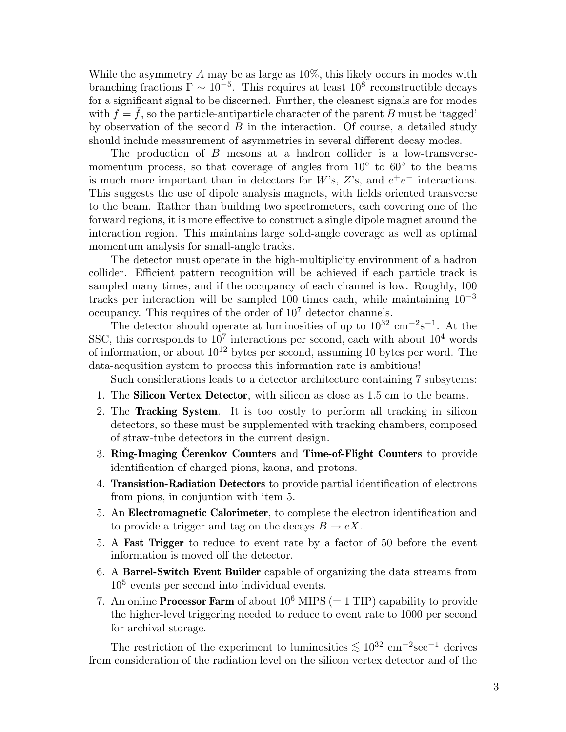While the asymmetry $A$ may be as large as 10%, this likely occurs in modes with branching fractions $\Gamma \sim 10^{-5}$. This requires at least $10^8$ reconstructible decays for a significant signal to be discerned. Further, the cleanest signals are for modes with $f = \bar{f}$, so the particle-antiparticle character of the parent $B$ must be 'tagged' by observation of the second $B$ in the interaction. Of course, a detailed study should include measurement of asymmetries in several different decay modes.

The production of $B$ mesons at a hadron collider is a low-transverse-momentum process, so that coverage of angles from 10° to 60° to the beams is much more important than in detectors for $W$'s, $Z$'s, and $e^+e^-$ interactions. This suggests the use of dipole analysis magnets, with fields oriented transverse to the beam. Rather than building two spectrometers, each covering one of the forward regions, it is more effective to construct a single dipole magnet around the interaction region. This maintains large solid-angle coverage as well as optimal momentum analysis for small-angle tracks.

The detector must operate in the high-multiplicity environment of a hadron collider. Efficient pattern recognition will be achieved if each particle track is sampled many times, and if the occupancy of each channel is low. Roughly, 100 tracks per interaction will be sampled 100 times each, while maintaining $10^{-3}$ occupancy. This requires of the order of $10^7$ detector channels.

The detector should operate at luminosities of up to $10^{32}$ cm$^{-2}$s$^{-1}$. At the SSC, this corresponds to $10^7$ interactions per second, each with about $10^4$ words of information, or about $10^{12}$ bytes per second, assuming 10 bytes per word. The data-acqusition system to process this information rate is ambitious!

Such considerations leads to a detector architecture containing 7 subsytems:

1. The **Silicon Vertex Detector**, with silicon as close as 1.5 cm to the beams.
2. The **Tracking System**. It is too costly to perform all tracking in silicon detectors, so these must be supplemented with tracking chambers, composed of straw-tube detectors in the current design.
3. **Ring-Imaging Čerenkov Counters** and **Time-of-Flight Counters** to provide identification of charged pions, kaons, and protons.
4. **Transistion-Radiation Detectors** to provide partial identification of electrons from pions, in conjuntion with item 5.
5. An **Electromagnetic Calorimeter**, to complete the electron identification and to provide a trigger and tag on the decays $B \to eX$.
5. A **Fast Trigger** to reduce to event rate by a factor of 50 before the event information is moved off the detector.
6. A **Barrel-Switch Event Builder** capable of organizing the data streams from $10^5$ events per second into individual events.
7. An online **Processor Farm** of about $10^6$ MIPS (= 1 TIP) capability to provide the higher-level triggering needed to reduce to event rate to 1000 per second for archival storage.

The restriction of the experiment to luminosities $\lesssim 10^{32}$ cm$^{-2}$sec$^{-1}$ derives from consideration of the radiation level on the silicon vertex detector and of the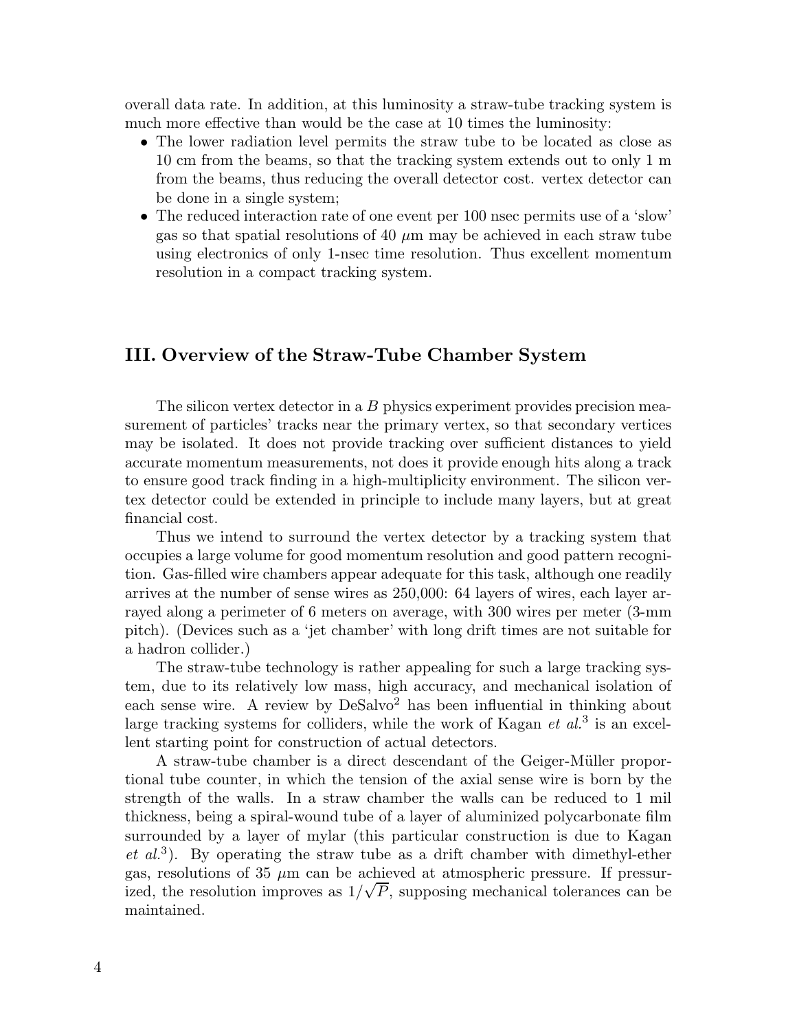overall data rate. In addition, at this luminosity a straw-tube tracking system is much more effective than would be the case at 10 times the luminosity:

- The lower radiation level permits the straw tube to be located as close as 10 cm from the beams, so that the tracking system extends out to only 1 m from the beams, thus reducing the overall detector cost. vertex detector can be done in a single system;
- The reduced interaction rate of one event per 100 nsec permits use of a 'slow' gas so that spatial resolutions of 40 $\mu$m may be achieved in each straw tube using electronics of only 1-nsec time resolution. Thus excellent momentum resolution in a compact tracking system.

## III. Overview of the Straw-Tube Chamber System

The silicon vertex detector in a $B$ physics experiment provides precision measurement of particles' tracks near the primary vertex, so that secondary vertices may be isolated. It does not provide tracking over sufficient distances to yield accurate momentum measurements, not does it provide enough hits along a track to ensure good track finding in a high-multiplicity environment. The silicon vertex detector could be extended in principle to include many layers, but at great financial cost.

Thus we intend to surround the vertex detector by a tracking system that occupies a large volume for good momentum resolution and good pattern recognition. Gas-filled wire chambers appear adequate for this task, although one readily arrives at the number of sense wires as 250,000: 64 layers of wires, each layer arrayed along a perimeter of 6 meters on average, with 300 wires per meter (3-mm pitch). (Devices such as a 'jet chamber' with long drift times are not suitable for a hadron collider.)

The straw-tube technology is rather appealing for such a large tracking system, due to its relatively low mass, high accuracy, and mechanical isolation of each sense wire. A review by DeSalvo[2] has been influential in thinking about large tracking systems for colliders, while the work of Kagan *et al.*[3] is an excellent starting point for construction of actual detectors.

A straw-tube chamber is a direct descendant of the Geiger-Müller proportional tube counter, in which the tension of the axial sense wire is born by the strength of the walls. In a straw chamber the walls can be reduced to 1 mil thickness, being a spiral-wound tube of a layer of aluminized polycarbonate film surrounded by a layer of mylar (this particular construction is due to Kagan *et al.*[3]). By operating the straw tube as a drift chamber with dimethyl-ether gas, resolutions of 35 $\mu$m can be achieved at atmospheric pressure. If pressurized, the resolution improves as $1/\sqrt{P}$, supposing mechanical tolerances can be maintained.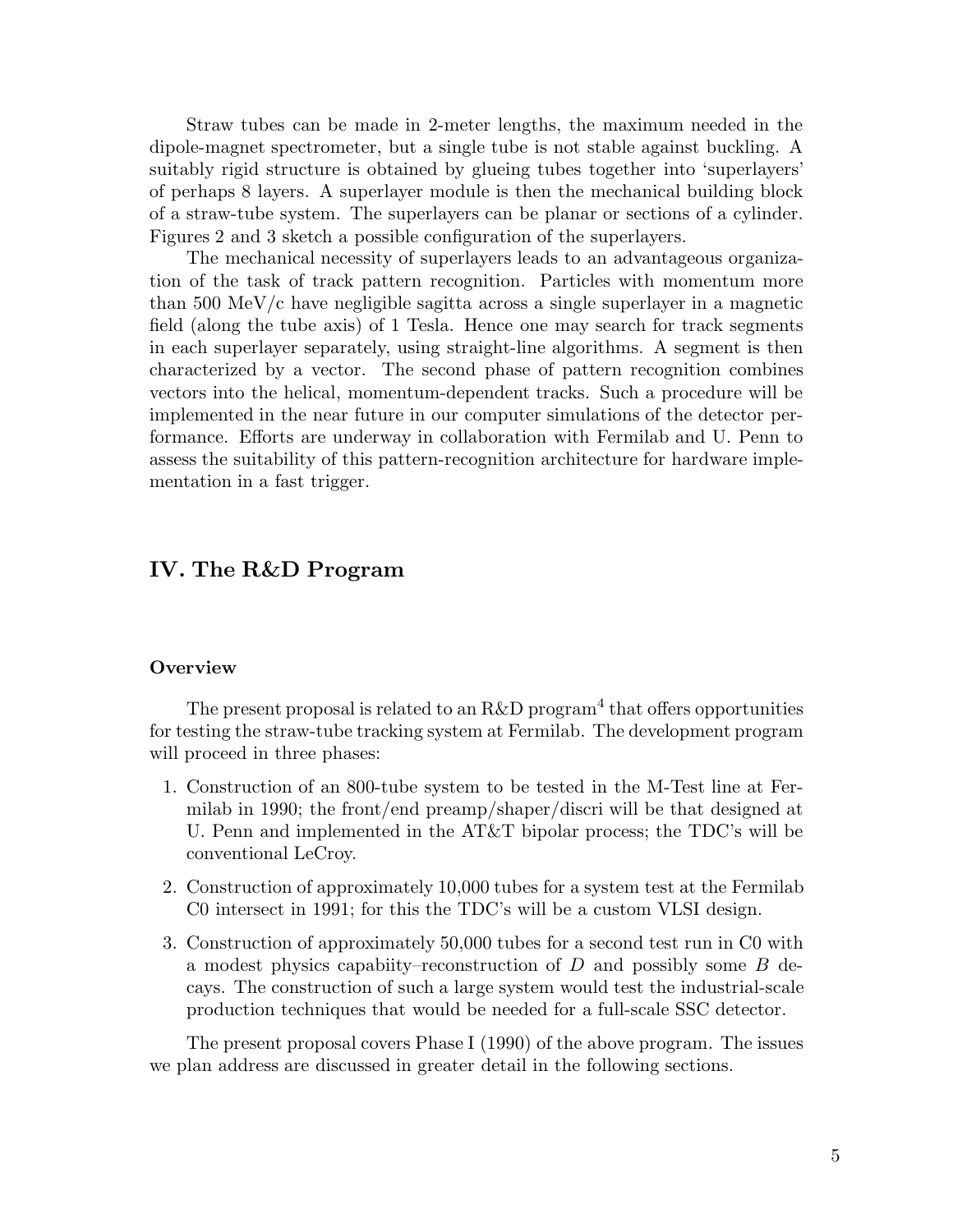Straw tubes can be made in 2-meter lengths, the maximum needed in the dipole-magnet spectrometer, but a single tube is not stable against buckling. A suitably rigid structure is obtained by glueing tubes together into 'superlayers' of perhaps 8 layers. A superlayer module is then the mechanical building block of a straw-tube system. The superlayers can be planar or sections of a cylinder. Figures 2 and 3 sketch a possible configuration of the superlayers.

The mechanical necessity of superlayers leads to an advantageous organization of the task of track pattern recognition. Particles with momentum more than 500 MeV/c have negligible sagitta across a single superlayer in a magnetic field (along the tube axis) of 1 Tesla. Hence one may search for track segments in each superlayer separately, using straight-line algorithms. A segment is then characterized by a vector. The second phase of pattern recognition combines vectors into the helical, momentum-dependent tracks. Such a procedure will be implemented in the near future in our computer simulations of the detector performance. Efforts are underway in collaboration with Fermilab and U. Penn to assess the suitability of this pattern-recognition architecture for hardware implementation in a fast trigger.

## IV. The R&D Program

### Overview

The present proposal is related to an R&D program[4] that offers opportunities for testing the straw-tube tracking system at Fermilab. The development program will proceed in three phases:

1. Construction of an 800-tube system to be tested in the M-Test line at Fermilab in 1990; the front/end preamp/shaper/discri will be that designed at U. Penn and implemented in the AT&T bipolar process; the TDC's will be conventional LeCroy.
2. Construction of approximately 10,000 tubes for a system test at the Fermilab C0 intersect in 1991; for this the TDC's will be a custom VLSI design.
3. Construction of approximately 50,000 tubes for a second test run in C0 with a modest physics capabiity–reconstruction of $D$ and possibly some $B$ decays. The construction of such a large system would test the industrial-scale production techniques that would be needed for a full-scale SSC detector.

The present proposal covers Phase I (1990) of the above program. The issues we plan address are discussed in greater detail in the following sections.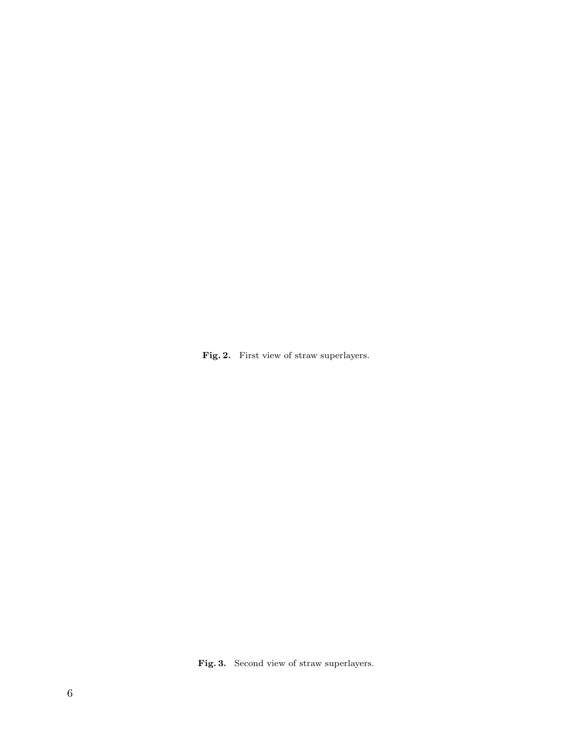**Fig. 2.** First view of straw superlayers.

**Fig. 3.** Second view of straw superlayers.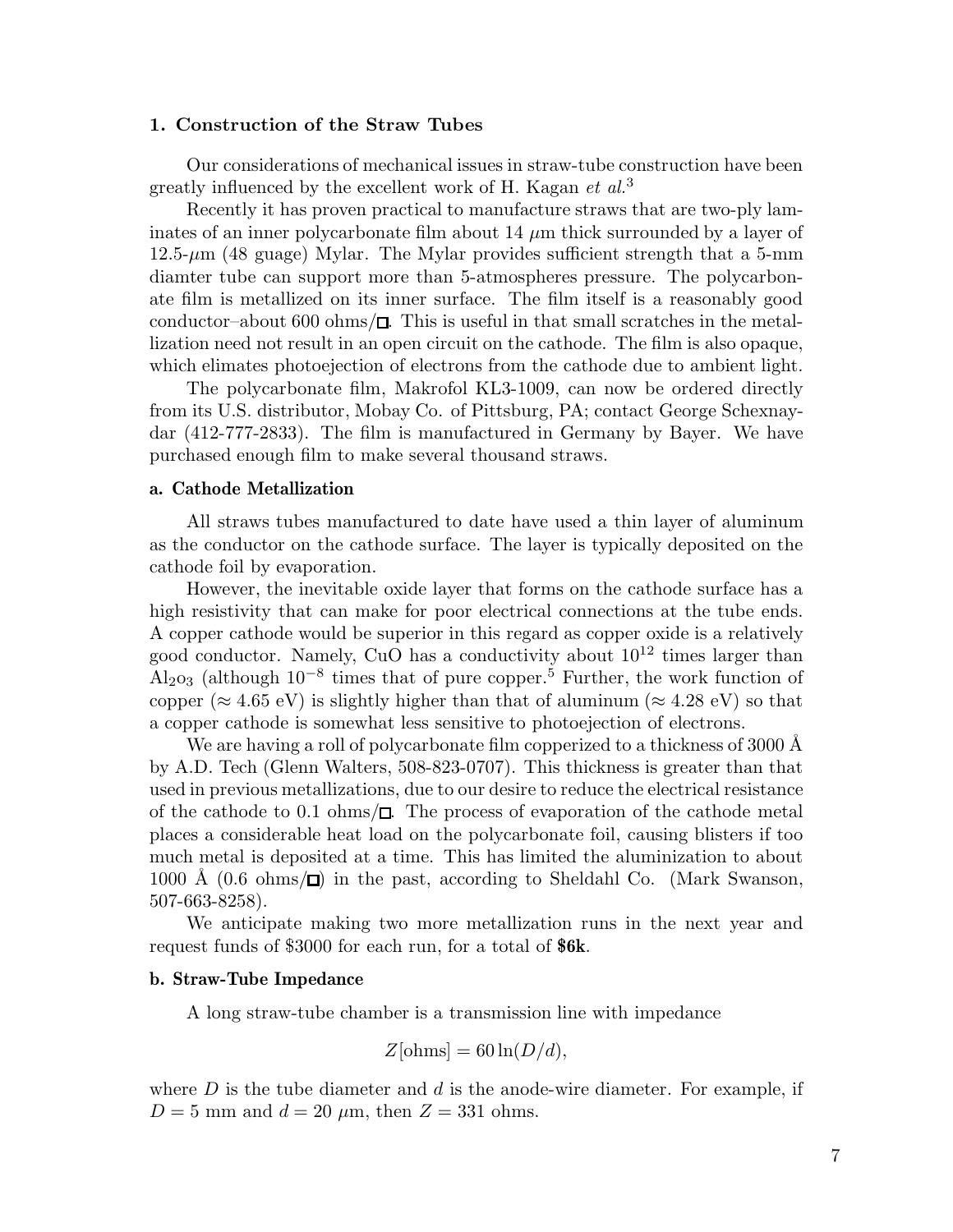## 1. Construction of the Straw Tubes

Our considerations of mechanical issues in straw-tube construction have been greatly influenced by the excellent work of H. Kagan *et al.*[3]

Recently it has proven practical to manufacture straws that are two-ply laminates of an inner polycarbonate film about 14 $\mu$m thick surrounded by a layer of 12.5-$\mu$m (48 guage) Mylar. The Mylar provides sufficient strength that a 5-mm diamter tube can support more than 5-atmospheres pressure. The polycarbonate film is metallized on its inner surface. The film itself is a reasonably good conductor–about 600 ohms/$\square$. This is useful in that small scratches in the metallization need not result in an open circuit on the cathode. The film is also opaque, which elimates photoejection of electrons from the cathode due to ambient light.

The polycarbonate film, Makrofol KL3-1009, can now be ordered directly from its U.S. distributor, Mobay Co. of Pittsburg, PA; contact George Schexnaydar (412-777-2833). The film is manufactured in Germany by Bayer. We have purchased enough film to make several thousand straws.

### a. Cathode Metallization

All straws tubes manufactured to date have used a thin layer of aluminum as the conductor on the cathode surface. The layer is typically deposited on the cathode foil by evaporation.

However, the inevitable oxide layer that forms on the cathode surface has a high resistivity that can make for poor electrical connections at the tube ends. A copper cathode would be superior in this regard as copper oxide is a relatively good conductor. Namely, CuO has a conductivity about $10^{12}$ times larger than $Al_2o_3$ (although $10^{-8}$ times that of pure copper.[5] Further, the work function of copper ($\approx 4.65$ eV) is slightly higher than that of aluminum ($\approx 4.28$ eV) so that a copper cathode is somewhat less sensitive to photoejection of electrons.

We are having a roll of polycarbonate film copperized to a thickness of 3000 Å by A.D. Tech (Glenn Walters, 508-823-0707). This thickness is greater than that used in previous metallizations, due to our desire to reduce the electrical resistance of the cathode to 0.1 ohms/$\square$. The process of evaporation of the cathode metal places a considerable heat load on the polycarbonate foil, causing blisters if too much metal is deposited at a time. This has limited the aluminization to about 1000 Å (0.6 ohms/$\square$) in the past, according to Sheldahl Co. (Mark Swanson, 507-663-8258).

We anticipate making two more metallization runs in the next year and request funds of \$3000 for each run, for a total of **\$6k**.

### b. Straw-Tube Impedance

A long straw-tube chamber is a transmission line with impedance

$$Z[\text{ohms}] = 60 \ln(D/d),$$

where $D$ is the tube diameter and $d$ is the anode-wire diameter. For example, if $D = 5$ mm and $d = 20$ $\mu$m, then $Z = 331$ ohms.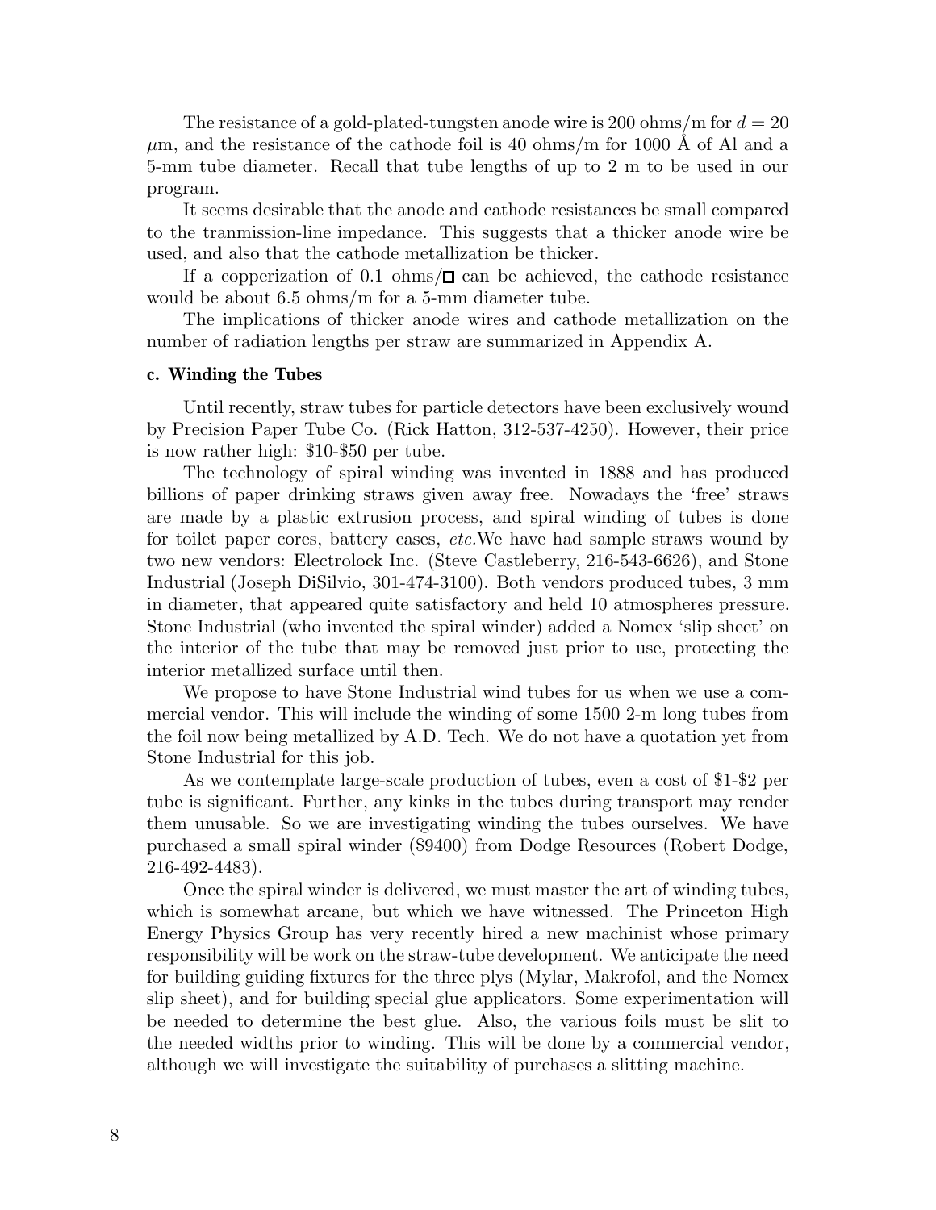The resistance of a gold-plated-tungsten anode wire is 200 ohms/m for $d = 20$ $\mu$m, and the resistance of the cathode foil is 40 ohms/m for 1000 Å of Al and a 5-mm tube diameter. Recall that tube lengths of up to 2 m to be used in our program.

It seems desirable that the anode and cathode resistances be small compared to the tranmission-line impedance. This suggests that a thicker anode wire be used, and also that the cathode metallization be thicker.

If a copperization of 0.1 ohms/□ can be achieved, the cathode resistance would be about 6.5 ohms/m for a 5-mm diameter tube.

The implications of thicker anode wires and cathode metallization on the number of radiation lengths per straw are summarized in Appendix A.

#### c. Winding the Tubes

Until recently, straw tubes for particle detectors have been exclusively wound by Precision Paper Tube Co. (Rick Hatton, 312-537-4250). However, their price is now rather high: $10-$50 per tube.

The technology of spiral winding was invented in 1888 and has produced billions of paper drinking straws given away free. Nowadays the 'free' straws are made by a plastic extrusion process, and spiral winding of tubes is done for toilet paper cores, battery cases, *etc.*We have had sample straws wound by two new vendors: Electrolock Inc. (Steve Castleberry, 216-543-6626), and Stone Industrial (Joseph DiSilvio, 301-474-3100). Both vendors produced tubes, 3 mm in diameter, that appeared quite satisfactory and held 10 atmospheres pressure. Stone Industrial (who invented the spiral winder) added a Nomex 'slip sheet' on the interior of the tube that may be removed just prior to use, protecting the interior metallized surface until then.

We propose to have Stone Industrial wind tubes for us when we use a commercial vendor. This will include the winding of some 1500 2-m long tubes from the foil now being metallized by A.D. Tech. We do not have a quotation yet from Stone Industrial for this job.

As we contemplate large-scale production of tubes, even a cost of $1-$2 per tube is significant. Further, any kinks in the tubes during transport may render them unusable. So we are investigating winding the tubes ourselves. We have purchased a small spiral winder ($9400) from Dodge Resources (Robert Dodge, 216-492-4483).

Once the spiral winder is delivered, we must master the art of winding tubes, which is somewhat arcane, but which we have witnessed. The Princeton High Energy Physics Group has very recently hired a new machinist whose primary responsibility will be work on the straw-tube development. We anticipate the need for building guiding fixtures for the three plys (Mylar, Makrofol, and the Nomex slip sheet), and for building special glue applicators. Some experimentation will be needed to determine the best glue. Also, the various foils must be slit to the needed widths prior to winding. This will be done by a commercial vendor, although we will investigate the suitability of purchases a slitting machine.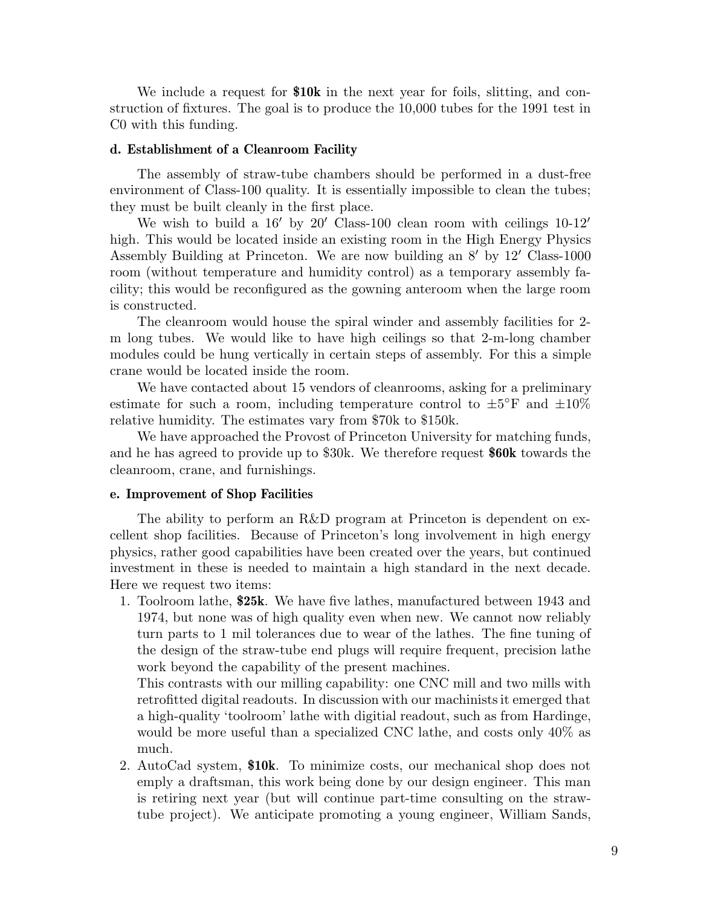We include a request for **$10k** in the next year for foils, slitting, and construction of fixtures. The goal is to produce the 10,000 tubes for the 1991 test in C0 with this funding.

### d. Establishment of a Cleanroom Facility

The assembly of straw-tube chambers should be performed in a dust-free environment of Class-100 quality. It is essentially impossible to clean the tubes; they must be built cleanly in the first place.

We wish to build a 16′ by 20′ Class-100 clean room with ceilings 10-12′ high. This would be located inside an existing room in the High Energy Physics Assembly Building at Princeton. We are now building an 8′ by 12′ Class-1000 room (without temperature and humidity control) as a temporary assembly facility; this would be reconfigured as the gowning anteroom when the large room is constructed.

The cleanroom would house the spiral winder and assembly facilities for 2-m long tubes. We would like to have high ceilings so that 2-m-long chamber modules could be hung vertically in certain steps of assembly. For this a simple crane would be located inside the room.

We have contacted about 15 vendors of cleanrooms, asking for a preliminary estimate for such a room, including temperature control to $\pm 5^{\circ}$F and $\pm 10\%$ relative humidity. The estimates vary from $70k to $150k.

We have approached the Provost of Princeton University for matching funds, and he has agreed to provide up to $30k. We therefore request **$60k** towards the cleanroom, crane, and furnishings.

### e. Improvement of Shop Facilities

The ability to perform an R&D program at Princeton is dependent on excellent shop facilities. Because of Princeton's long involvement in high energy physics, rather good capabilities have been created over the years, but continued investment in these is needed to maintain a high standard in the next decade. Here we request two items:

1. Toolroom lathe, **$25k**. We have five lathes, manufactured between 1943 and 1974, but none was of high quality even when new. We cannot now reliably turn parts to 1 mil tolerances due to wear of the lathes. The fine tuning of the design of the straw-tube end plugs will require frequent, precision lathe work beyond the capability of the present machines.
   This contrasts with our milling capability: one CNC mill and two mills with retrofitted digital readouts. In discussion with our machinists it emerged that a high-quality 'toolroom' lathe with digitial readout, such as from Hardinge, would be more useful than a specialized CNC lathe, and costs only 40% as much.
2. AutoCad system, **$10k**. To minimize costs, our mechanical shop does not emply a draftsman, this work being done by our design engineer. This man is retiring next year (but will continue part-time consulting on the straw-tube project). We anticipate promoting a young engineer, William Sands,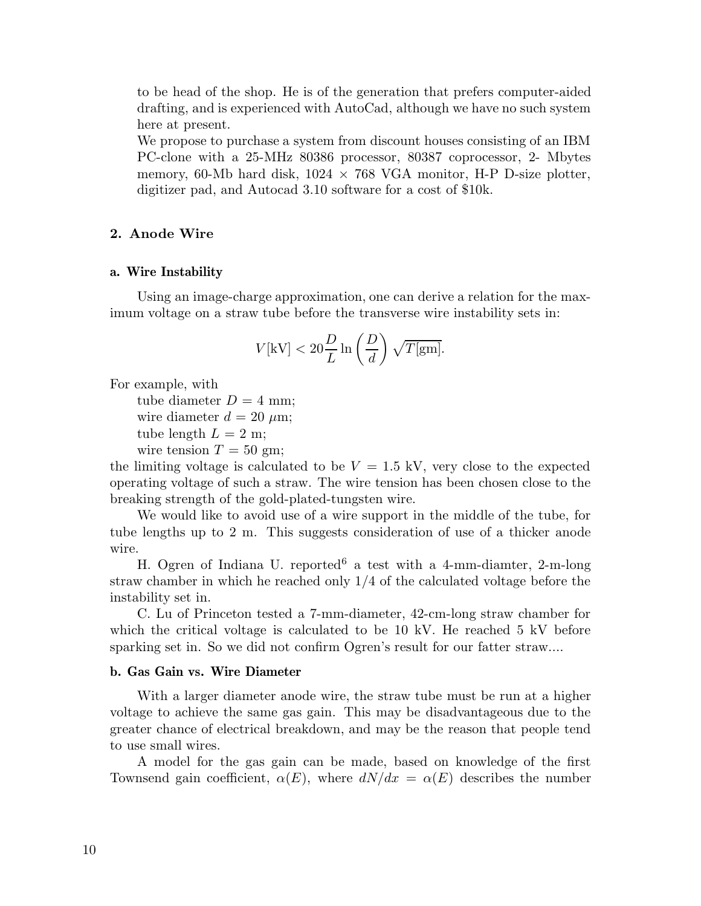to be head of the shop. He is of the generation that prefers computer-aided drafting, and is experienced with AutoCad, although we have no such system here at present.

We propose to purchase a system from discount houses consisting of an IBM PC-clone with a 25-MHz 80386 processor, 80387 coprocessor, 2- Mbytes memory, 60-Mb hard disk, 1024 × 768 VGA monitor, H-P D-size plotter, digitizer pad, and Autocad 3.10 software for a cost of $10k.

## 2. Anode Wire

### a. Wire Instability

Using an image-charge approximation, one can derive a relation for the maximum voltage on a straw tube before the transverse wire instability sets in:

$$V[\text{kV}] < 20\frac{D}{L}\ln\left(\frac{D}{d}\right)\sqrt{T[\text{gm}]}.$$

For example, with

tube diameter $D = 4$ mm;
wire diameter $d = 20$ $\mu$m;
tube length $L = 2$ m;
wire tension $T = 50$ gm;

the limiting voltage is calculated to be $V = 1.5$ kV, very close to the expected operating voltage of such a straw. The wire tension has been chosen close to the breaking strength of the gold-plated-tungsten wire.

We would like to avoid use of a wire support in the middle of the tube, for tube lengths up to 2 m. This suggests consideration of use of a thicker anode wire.

H. Ogren of Indiana U. reported[6] a test with a 4-mm-diamter, 2-m-long straw chamber in which he reached only 1/4 of the calculated voltage before the instability set in.

C. Lu of Princeton tested a 7-mm-diameter, 42-cm-long straw chamber for which the critical voltage is calculated to be 10 kV. He reached 5 kV before sparking set in. So we did not confirm Ogren's result for our fatter straw....

### b. Gas Gain vs. Wire Diameter

With a larger diameter anode wire, the straw tube must be run at a higher voltage to achieve the same gas gain. This may be disadvantageous due to the greater chance of electrical breakdown, and may be the reason that people tend to use small wires.

A model for the gas gain can be made, based on knowledge of the first Townsend gain coefficient, $\alpha(E)$, where $dN/dx = \alpha(E)$ describes the number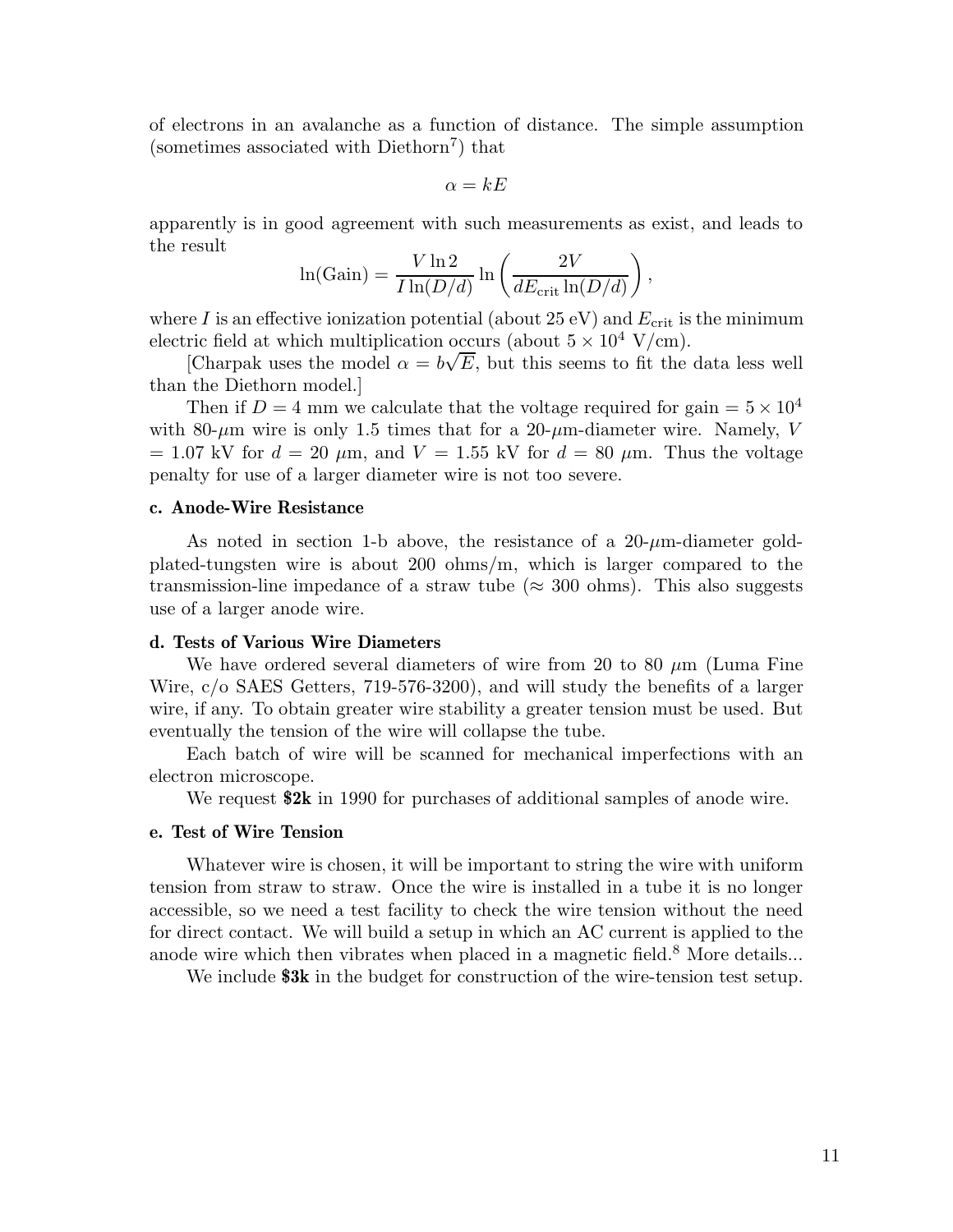of electrons in an avalanche as a function of distance. The simple assumption (sometimes associated with Diethorn[7]) that

$$\alpha = kE$$

apparently is in good agreement with such measurements as exist, and leads to the result

$$\ln(\mathrm{Gain}) = \frac{V \ln 2}{I \ln(D/d)} \ln\left(\frac{2V}{dE_{\mathrm{crit}} \ln(D/d)}\right),$$

where $I$ is an effective ionization potential (about 25 eV) and $E_{\mathrm{crit}}$ is the minimum electric field at which multiplication occurs (about $5 \times 10^4$ V/cm).

[Charpak uses the model $\alpha = b\sqrt{E}$, but this seems to fit the data less well than the Diethorn model.]

Then if $D = 4$ mm we calculate that the voltage required for gain $= 5 \times 10^4$ with 80-$\mu$m wire is only 1.5 times that for a 20-$\mu$m-diameter wire. Namely, $V = 1.07$ kV for $d = 20$ $\mu$m, and $V = 1.55$ kV for $d = 80$ $\mu$m. Thus the voltage penalty for use of a larger diameter wire is not too severe.

### c. Anode-Wire Resistance

As noted in section 1-b above, the resistance of a 20-$\mu$m-diameter gold-plated-tungsten wire is about 200 ohms/m, which is larger compared to the transmission-line impedance of a straw tube ($\approx$ 300 ohms). This also suggests use of a larger anode wire.

### d. Tests of Various Wire Diameters

We have ordered several diameters of wire from 20 to 80 $\mu$m (Luma Fine Wire, c/o SAES Getters, 719-576-3200), and will study the benefits of a larger wire, if any. To obtain greater wire stability a greater tension must be used. But eventually the tension of the wire will collapse the tube.

Each batch of wire will be scanned for mechanical imperfections with an electron microscope.

We request **$2k** in 1990 for purchases of additional samples of anode wire.

### e. Test of Wire Tension

Whatever wire is chosen, it will be important to string the wire with uniform tension from straw to straw. Once the wire is installed in a tube it is no longer accessible, so we need a test facility to check the wire tension without the need for direct contact. We will build a setup in which an AC current is applied to the anode wire which then vibrates when placed in a magnetic field.[8] More details...

We include **$3k** in the budget for construction of the wire-tension test setup.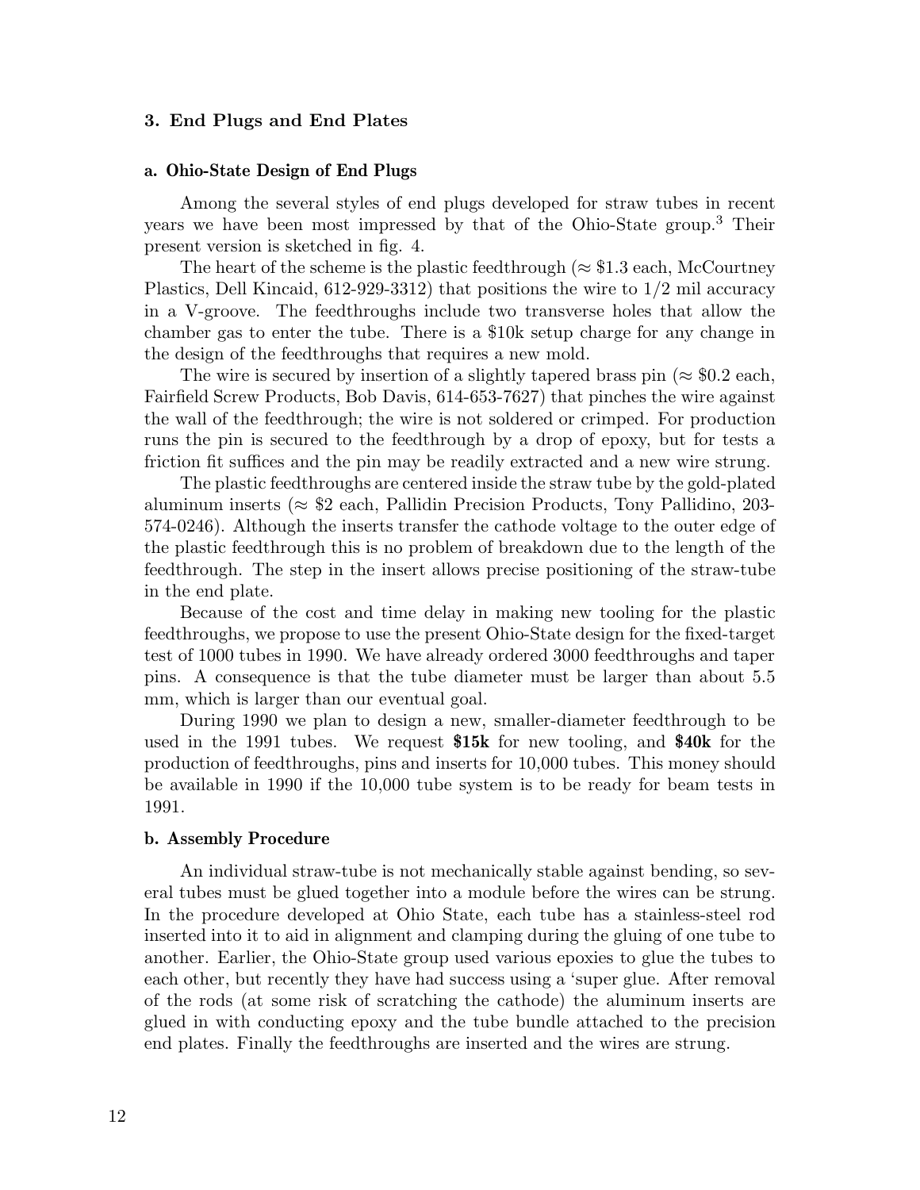## 3. End Plugs and End Plates

### a. Ohio-State Design of End Plugs

Among the several styles of end plugs developed for straw tubes in recent years we have been most impressed by that of the Ohio-State group.[3] Their present version is sketched in fig. 4.

The heart of the scheme is the plastic feedthrough ($\approx$ \$1.3 each, McCourtney Plastics, Dell Kincaid, 612-929-3312) that positions the wire to 1/2 mil accuracy in a V-groove. The feedthroughs include two transverse holes that allow the chamber gas to enter the tube. There is a \$10k setup charge for any change in the design of the feedthroughs that requires a new mold.

The wire is secured by insertion of a slightly tapered brass pin ($\approx$ \$0.2 each, Fairfield Screw Products, Bob Davis, 614-653-7627) that pinches the wire against the wall of the feedthrough; the wire is not soldered or crimped. For production runs the pin is secured to the feedthrough by a drop of epoxy, but for tests a friction fit suffices and the pin may be readily extracted and a new wire strung.

The plastic feedthroughs are centered inside the straw tube by the gold-plated aluminum inserts ($\approx$ \$2 each, Pallidin Precision Products, Tony Pallidino, 203-574-0246). Although the inserts transfer the cathode voltage to the outer edge of the plastic feedthrough this is no problem of breakdown due to the length of the feedthrough. The step in the insert allows precise positioning of the straw-tube in the end plate.

Because of the cost and time delay in making new tooling for the plastic feedthroughs, we propose to use the present Ohio-State design for the fixed-target test of 1000 tubes in 1990. We have already ordered 3000 feedthroughs and taper pins. A consequence is that the tube diameter must be larger than about 5.5 mm, which is larger than our eventual goal.

During 1990 we plan to design a new, smaller-diameter feedthrough to be used in the 1991 tubes. We request **\$15k** for new tooling, and **\$40k** for the production of feedthroughs, pins and inserts for 10,000 tubes. This money should be available in 1990 if the 10,000 tube system is to be ready for beam tests in 1991.

### b. Assembly Procedure

An individual straw-tube is not mechanically stable against bending, so several tubes must be glued together into a module before the wires can be strung. In the procedure developed at Ohio State, each tube has a stainless-steel rod inserted into it to aid in alignment and clamping during the gluing of one tube to another. Earlier, the Ohio-State group used various epoxies to glue the tubes to each other, but recently they have had success using a 'super glue. After removal of the rods (at some risk of scratching the cathode) the aluminum inserts are glued in with conducting epoxy and the tube bundle attached to the precision end plates. Finally the feedthroughs are inserted and the wires are strung.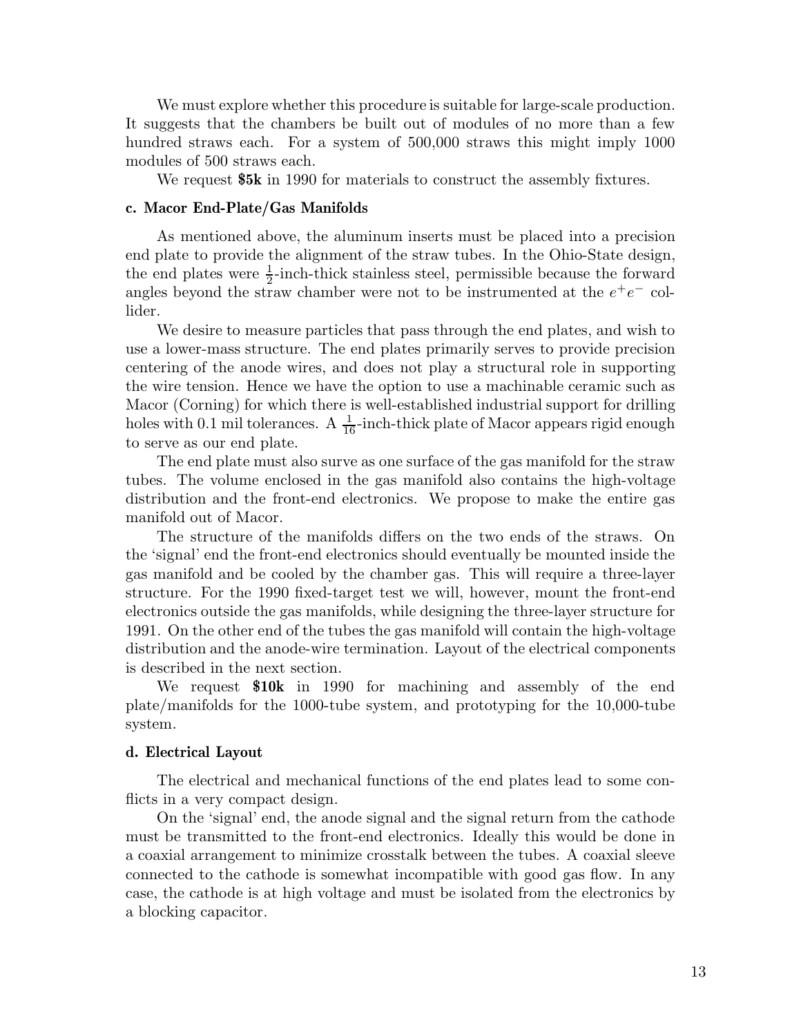We must explore whether this procedure is suitable for large-scale production. It suggests that the chambers be built out of modules of no more than a few hundred straws each. For a system of 500,000 straws this might imply 1000 modules of 500 straws each.

We request **$5k** in 1990 for materials to construct the assembly fixtures.

### c. Macor End-Plate/Gas Manifolds

As mentioned above, the aluminum inserts must be placed into a precision end plate to provide the alignment of the straw tubes. In the Ohio-State design, the end plates were $\frac{1}{2}$-inch-thick stainless steel, permissible because the forward angles beyond the straw chamber were not to be instrumented at the $e^+e^-$ collider.

We desire to measure particles that pass through the end plates, and wish to use a lower-mass structure. The end plates primarily serves to provide precision centering of the anode wires, and does not play a structural role in supporting the wire tension. Hence we have the option to use a machinable ceramic such as Macor (Corning) for which there is well-established industrial support for drilling holes with 0.1 mil tolerances. A $\frac{1}{16}$-inch-thick plate of Macor appears rigid enough to serve as our end plate.

The end plate must also surve as one surface of the gas manifold for the straw tubes. The volume enclosed in the gas manifold also contains the high-voltage distribution and the front-end electronics. We propose to make the entire gas manifold out of Macor.

The structure of the manifolds differs on the two ends of the straws. On the 'signal' end the front-end electronics should eventually be mounted inside the gas manifold and be cooled by the chamber gas. This will require a three-layer structure. For the 1990 fixed-target test we will, however, mount the front-end electronics outside the gas manifolds, while designing the three-layer structure for 1991. On the other end of the tubes the gas manifold will contain the high-voltage distribution and the anode-wire termination. Layout of the electrical components is described in the next section.

We request **$10k** in 1990 for machining and assembly of the end plate/manifolds for the 1000-tube system, and prototyping for the 10,000-tube system.

### d. Electrical Layout

The electrical and mechanical functions of the end plates lead to some conflicts in a very compact design.

On the 'signal' end, the anode signal and the signal return from the cathode must be transmitted to the front-end electronics. Ideally this would be done in a coaxial arrangement to minimize crosstalk between the tubes. A coaxial sleeve connected to the cathode is somewhat incompatible with good gas flow. In any case, the cathode is at high voltage and must be isolated from the electronics by a blocking capacitor.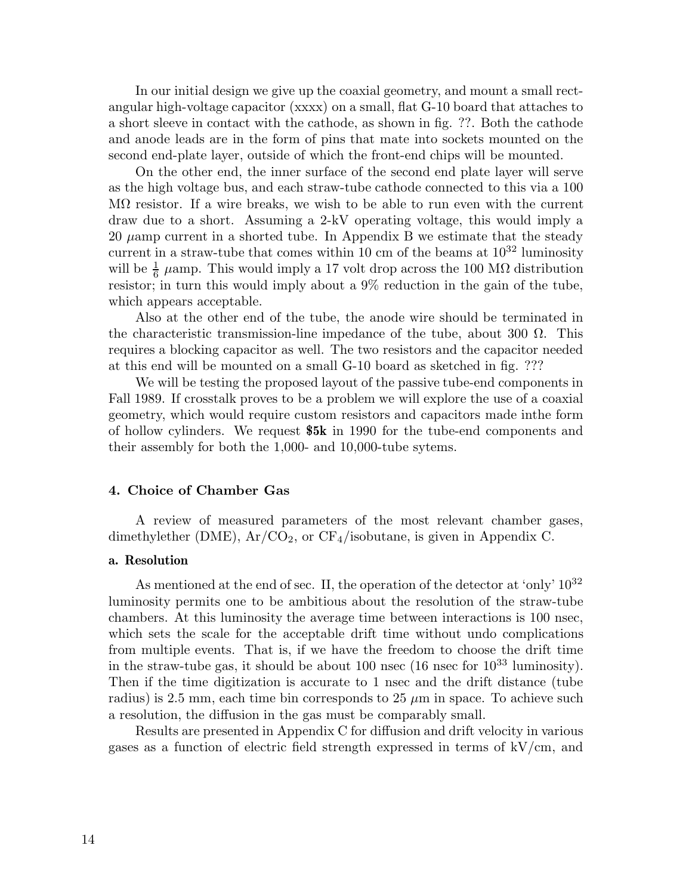In our initial design we give up the coaxial geometry, and mount a small rectangular high-voltage capacitor (xxxx) on a small, flat G-10 board that attaches to a short sleeve in contact with the cathode, as shown in fig. ??. Both the cathode and anode leads are in the form of pins that mate into sockets mounted on the second end-plate layer, outside of which the front-end chips will be mounted.

On the other end, the inner surface of the second end plate layer will serve as the high voltage bus, and each straw-tube cathode connected to this via a 100 MΩ resistor. If a wire breaks, we wish to be able to run even with the current draw due to a short. Assuming a 2-kV operating voltage, this would imply a 20 $\mu$amp current in a shorted tube. In Appendix B we estimate that the steady current in a straw-tube that comes within 10 cm of the beams at $10^{32}$ luminosity will be $\frac{1}{6}$ $\mu$amp. This would imply a 17 volt drop across the 100 MΩ distribution resistor; in turn this would imply about a 9% reduction in the gain of the tube, which appears acceptable.

Also at the other end of the tube, the anode wire should be terminated in the characteristic transmission-line impedance of the tube, about 300 Ω. This requires a blocking capacitor as well. The two resistors and the capacitor needed at this end will be mounted on a small G-10 board as sketched in fig. ???

We will be testing the proposed layout of the passive tube-end components in Fall 1989. If crosstalk proves to be a problem we will explore the use of a coaxial geometry, which would require custom resistors and capacitors made inthe form of hollow cylinders. We request **$5k** in 1990 for the tube-end components and their assembly for both the 1,000- and 10,000-tube sytems.

## 4. Choice of Chamber Gas

A review of measured parameters of the most relevant chamber gases, dimethylether (DME), $Ar/CO_2$, or $CF_4$/isobutane, is given in Appendix C.

### a. Resolution

As mentioned at the end of sec. II, the operation of the detector at 'only' $10^{32}$ luminosity permits one to be ambitious about the resolution of the straw-tube chambers. At this luminosity the average time between interactions is 100 nsec, which sets the scale for the acceptable drift time without undo complications from multiple events. That is, if we have the freedom to choose the drift time in the straw-tube gas, it should be about 100 nsec (16 nsec for $10^{33}$ luminosity). Then if the time digitization is accurate to 1 nsec and the drift distance (tube radius) is 2.5 mm, each time bin corresponds to 25 $\mu$m in space. To achieve such a resolution, the diffusion in the gas must be comparably small.

Results are presented in Appendix C for diffusion and drift velocity in various gases as a function of electric field strength expressed in terms of kV/cm, and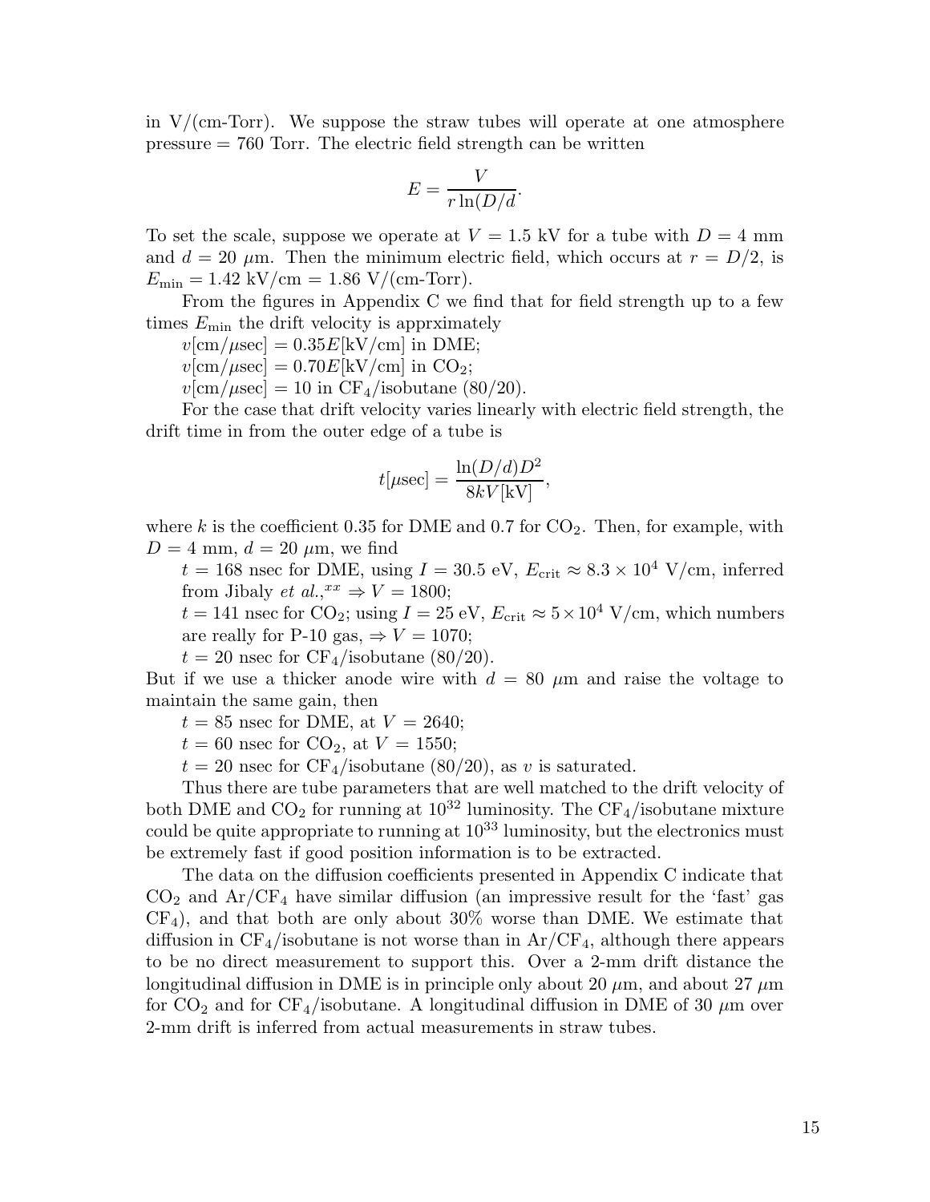in V/(cm-Torr). We suppose the straw tubes will operate at one atmosphere pressure = 760 Torr. The electric field strength can be written

$$E = \frac{V}{r \ln(D/d}.$$

To set the scale, suppose we operate at $V = 1.5$ kV for a tube with $D = 4$ mm and $d = 20$ $\mu$m. Then the minimum electric field, which occurs at $r = D/2$, is $E_{\min} = 1.42$ kV/cm = 1.86 V/(cm-Torr).

From the figures in Appendix C we find that for field strength up to a few times $E_{\min}$ the drift velocity is apprximately

$v$[cm/$\mu$sec] = $0.35E$[kV/cm] in DME;

$v$[cm/$\mu$sec] = $0.70E$[kV/cm] in $CO_2$;

$v$[cm/$\mu$sec] = 10 in $CF_4$/isobutane (80/20).

For the case that drift velocity varies linearly with electric field strength, the drift time in from the outer edge of a tube is

$$t[\mu\text{sec}] = \frac{\ln(D/d) D^2}{8kV[\text{kV}]},$$

where $k$ is the coefficient 0.35 for DME and 0.7 for $CO_2$. Then, for example, with $D = 4$ mm, $d = 20$ $\mu$m, we find

$t = 168$ nsec for DME, using $I = 30.5$ eV, $E_{\text{crit}} \approx 8.3 \times 10^4$ V/cm, inferred from Jibaly *et al.*,[xx] $\Rightarrow V = 1800$;

$t = 141$ nsec for $CO_2$; using $I = 25$ eV, $E_{\text{crit}} \approx 5 \times 10^4$ V/cm, which numbers are really for P-10 gas, $\Rightarrow V = 1070$;

$t = 20$ nsec for $CF_4$/isobutane (80/20).

But if we use a thicker anode wire with $d = 80$ $\mu$m and raise the voltage to maintain the same gain, then

$t = 85$ nsec for DME, at $V = 2640$;

$t = 60$ nsec for $CO_2$, at $V = 1550$;

$t = 20$ nsec for $CF_4$/isobutane (80/20), as $v$ is saturated.

Thus there are tube parameters that are well matched to the drift velocity of both DME and $CO_2$ for running at $10^{32}$ luminosity. The $CF_4$/isobutane mixture could be quite appropriate to running at $10^{33}$ luminosity, but the electronics must be extremely fast if good position information is to be extracted.

The data on the diffusion coefficients presented in Appendix C indicate that $CO_2$ and Ar/$CF_4$ have similar diffusion (an impressive result for the 'fast' gas $CF_4$), and that both are only about 30% worse than DME. We estimate that diffusion in $CF_4$/isobutane is not worse than in Ar/$CF_4$, although there appears to be no direct measurement to support this. Over a 2-mm drift distance the longitudinal diffusion in DME is in principle only about 20 $\mu$m, and about 27 $\mu$m for $CO_2$ and for $CF_4$/isobutane. A longitudinal diffusion in DME of 30 $\mu$m over 2-mm drift is inferred from actual measurements in straw tubes.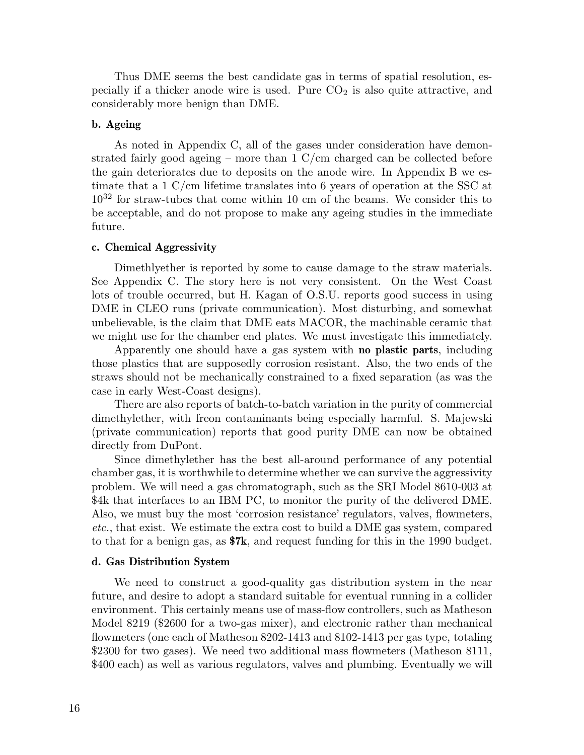Thus DME seems the best candidate gas in terms of spatial resolution, especially if a thicker anode wire is used. Pure $CO_2$ is also quite attractive, and considerably more benign than DME.

#### b. Ageing

As noted in Appendix C, all of the gases under consideration have demonstrated fairly good ageing – more than 1 C/cm charged can be collected before the gain deteriorates due to deposits on the anode wire. In Appendix B we estimate that a 1 C/cm lifetime translates into 6 years of operation at the SSC at $10^{32}$ for straw-tubes that come within 10 cm of the beams. We consider this to be acceptable, and do not propose to make any ageing studies in the immediate future.

#### c. Chemical Aggressivity

Dimethlyether is reported by some to cause damage to the straw materials. See Appendix C. The story here is not very consistent. On the West Coast lots of trouble occurred, but H. Kagan of O.S.U. reports good success in using DME in CLEO runs (private communication). Most disturbing, and somewhat unbelievable, is the claim that DME eats MACOR, the machinable ceramic that we might use for the chamber end plates. We must investigate this immediately.

Apparently one should have a gas system with **no plastic parts**, including those plastics that are supposedly corrosion resistant. Also, the two ends of the straws should not be mechanically constrained to a fixed separation (as was the case in early West-Coast designs).

There are also reports of batch-to-batch variation in the purity of commercial dimethylether, with freon contaminants being especially harmful. S. Majewski (private communication) reports that good purity DME can now be obtained directly from DuPont.

Since dimethylether has the best all-around performance of any potential chamber gas, it is worthwhile to determine whether we can survive the aggressivity problem. We will need a gas chromatograph, such as the SRI Model 8610-003 at \$4k that interfaces to an IBM PC, to monitor the purity of the delivered DME. Also, we must buy the most 'corrosion resistance' regulators, valves, flowmeters, *etc.*, that exist. We estimate the extra cost to build a DME gas system, compared to that for a benign gas, as **\$7k**, and request funding for this in the 1990 budget.

#### d. Gas Distribution System

We need to construct a good-quality gas distribution system in the near future, and desire to adopt a standard suitable for eventual running in a collider environment. This certainly means use of mass-flow controllers, such as Matheson Model 8219 (\$2600 for a two-gas mixer), and electronic rather than mechanical flowmeters (one each of Matheson 8202-1413 and 8102-1413 per gas type, totaling \$2300 for two gases). We need two additional mass flowmeters (Matheson 8111, \$400 each) as well as various regulators, valves and plumbing. Eventually we will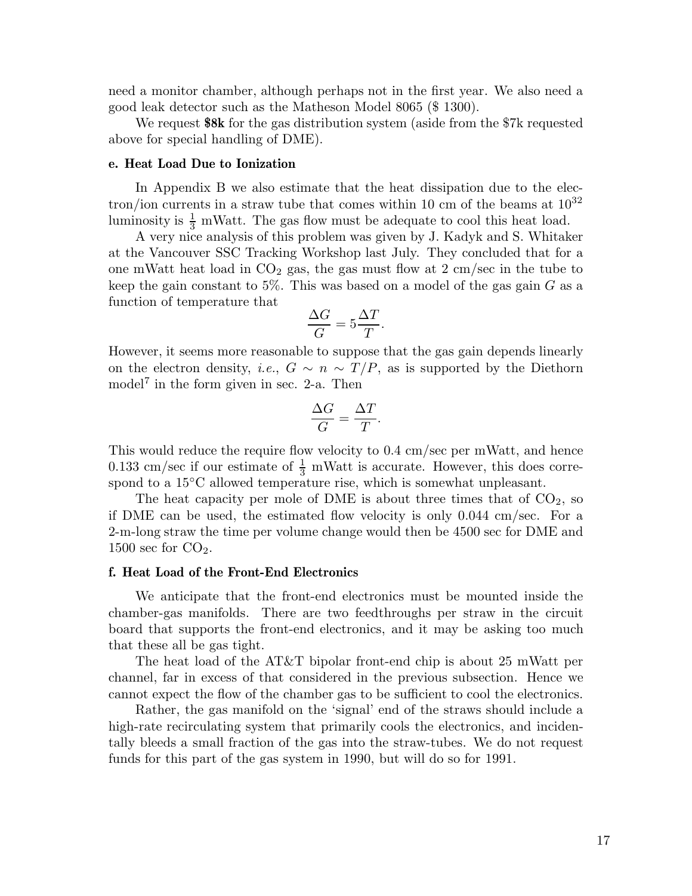need a monitor chamber, although perhaps not in the first year. We also need a good leak detector such as the Matheson Model 8065 ($ 1300).

We request **$8k** for the gas distribution system (aside from the $7k requested above for special handling of DME).

#### e. Heat Load Due to Ionization

In Appendix B we also estimate that the heat dissipation due to the electron/ion currents in a straw tube that comes within 10 cm of the beams at $10^{32}$ luminosity is $\frac{1}{3}$ mWatt. The gas flow must be adequate to cool this heat load.

A very nice analysis of this problem was given by J. Kadyk and S. Whitaker at the Vancouver SSC Tracking Workshop last July. They concluded that for a one mWatt heat load in $CO_2$ gas, the gas must flow at 2 cm/sec in the tube to keep the gain constant to 5%. This was based on a model of the gas gain $G$ as a function of temperature that

$$\frac{\Delta G}{G} = 5\frac{\Delta T}{T}.$$

However, it seems more reasonable to suppose that the gas gain depends linearly on the electron density, *i.e.*, $G \sim n \sim T/P$, as is supported by the Diethorn model[7] in the form given in sec. 2-a. Then

$$\frac{\Delta G}{G} = \frac{\Delta T}{T}.$$

This would reduce the require flow velocity to 0.4 cm/sec per mWatt, and hence 0.133 cm/sec if our estimate of $\frac{1}{3}$ mWatt is accurate. However, this does correspond to a 15°C allowed temperature rise, which is somewhat unpleasant.

The heat capacity per mole of DME is about three times that of $CO_2$, so if DME can be used, the estimated flow velocity is only 0.044 cm/sec. For a 2-m-long straw the time per volume change would then be 4500 sec for DME and 1500 sec for $CO_2$.

#### f. Heat Load of the Front-End Electronics

We anticipate that the front-end electronics must be mounted inside the chamber-gas manifolds. There are two feedthroughs per straw in the circuit board that supports the front-end electronics, and it may be asking too much that these all be gas tight.

The heat load of the AT&T bipolar front-end chip is about 25 mWatt per channel, far in excess of that considered in the previous subsection. Hence we cannot expect the flow of the chamber gas to be sufficient to cool the electronics.

Rather, the gas manifold on the 'signal' end of the straws should include a high-rate recirculating system that primarily cools the electronics, and incidentally bleeds a small fraction of the gas into the straw-tubes. We do not request funds for this part of the gas system in 1990, but will do so for 1991.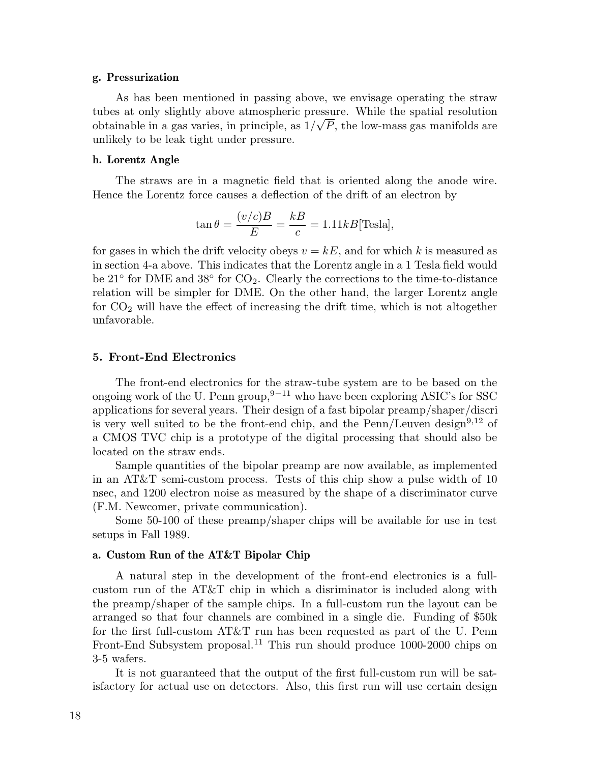#### g. Pressurization

As has been mentioned in passing above, we envisage operating the straw tubes at only slightly above atmospheric pressure. While the spatial resolution obtainable in a gas varies, in principle, as $1/\sqrt{P}$, the low-mass gas manifolds are unlikely to be leak tight under pressure.

#### h. Lorentz Angle

The straws are in a magnetic field that is oriented along the anode wire. Hence the Lorentz force causes a deflection of the drift of an electron by

$$\tan\theta = \frac{(v/c)B}{E} = \frac{kB}{c} = 1.11kB[\text{Tesla}],$$

for gases in which the drift velocity obeys $v = kE$, and for which $k$ is measured as in section 4-a above. This indicates that the Lorentz angle in a 1 Tesla field would be $21^\circ$ for DME and $38^\circ$ for $CO_2$. Clearly the corrections to the time-to-distance relation will be simpler for DME. On the other hand, the larger Lorentz angle for $CO_2$ will have the effect of increasing the drift time, which is not altogether unfavorable.

### 5. Front-End Electronics

The front-end electronics for the straw-tube system are to be based on the ongoing work of the U. Penn group,[9−11] who have been exploring ASIC's for SSC applications for several years. Their design of a fast bipolar preamp/shaper/discri is very well suited to be the front-end chip, and the Penn/Leuven design[9,12] of a CMOS TVC chip is a prototype of the digital processing that should also be located on the straw ends.

Sample quantities of the bipolar preamp are now available, as implemented in an AT&T semi-custom process. Tests of this chip show a pulse width of 10 nsec, and 1200 electron noise as measured by the shape of a discriminator curve (F.M. Newcomer, private communication).

Some 50-100 of these preamp/shaper chips will be available for use in test setups in Fall 1989.

#### a. Custom Run of the AT&T Bipolar Chip

A natural step in the development of the front-end electronics is a full-custom run of the AT&T chip in which a disriminator is included along with the preamp/shaper of the sample chips. In a full-custom run the layout can be arranged so that four channels are combined in a single die. Funding of \$50k for the first full-custom AT&T run has been requested as part of the U. Penn Front-End Subsystem proposal.[11] This run should produce 1000-2000 chips on 3-5 wafers.

It is not guaranteed that the output of the first full-custom run will be satisfactory for actual use on detectors. Also, this first run will use certain design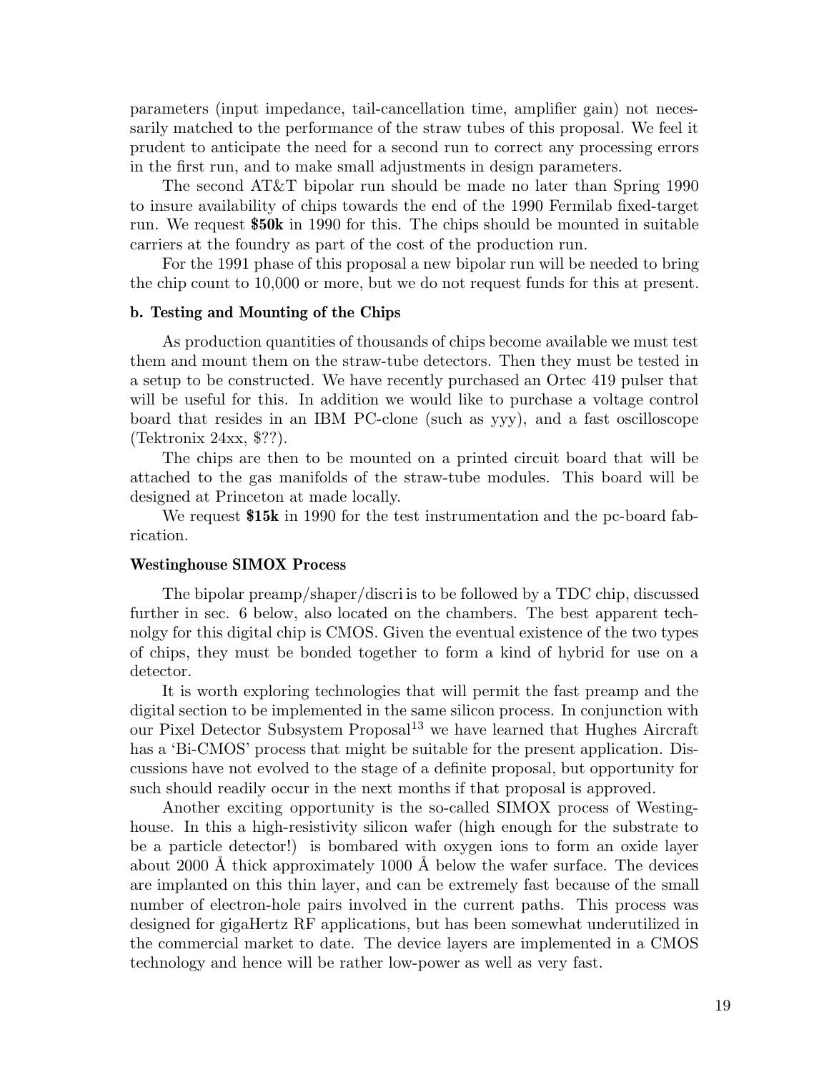parameters (input impedance, tail-cancellation time, amplifier gain) not necessarily matched to the performance of the straw tubes of this proposal. We feel it prudent to anticipate the need for a second run to correct any processing errors in the first run, and to make small adjustments in design parameters.

The second AT&T bipolar run should be made no later than Spring 1990 to insure availability of chips towards the end of the 1990 Fermilab fixed-target run. We request **$50k** in 1990 for this. The chips should be mounted in suitable carriers at the foundry as part of the cost of the production run.

For the 1991 phase of this proposal a new bipolar run will be needed to bring the chip count to 10,000 or more, but we do not request funds for this at present.

#### b. Testing and Mounting of the Chips

As production quantities of thousands of chips become available we must test them and mount them on the straw-tube detectors. Then they must be tested in a setup to be constructed. We have recently purchased an Ortec 419 pulser that will be useful for this. In addition we would like to purchase a voltage control board that resides in an IBM PC-clone (such as yyy), and a fast oscilloscope (Tektronix 24xx, $??).

The chips are then to be mounted on a printed circuit board that will be attached to the gas manifolds of the straw-tube modules. This board will be designed at Princeton at made locally.

We request **$15k** in 1990 for the test instrumentation and the pc-board fabrication.

#### Westinghouse SIMOX Process

The bipolar preamp/shaper/discri is to be followed by a TDC chip, discussed further in sec. 6 below, also located on the chambers. The best apparent technolgy for this digital chip is CMOS. Given the eventual existence of the two types of chips, they must be bonded together to form a kind of hybrid for use on a detector.

It is worth exploring technologies that will permit the fast preamp and the digital section to be implemented in the same silicon process. In conjunction with our Pixel Detector Subsystem Proposal[13] we have learned that Hughes Aircraft has a 'Bi-CMOS' process that might be suitable for the present application. Discussions have not evolved to the stage of a definite proposal, but opportunity for such should readily occur in the next months if that proposal is approved.

Another exciting opportunity is the so-called SIMOX process of Westinghouse. In this a high-resistivity silicon wafer (high enough for the substrate to be a particle detector!) is bombared with oxygen ions to form an oxide layer about 2000 Å thick approximately 1000 Å below the wafer surface. The devices are implanted on this thin layer, and can be extremely fast because of the small number of electron-hole pairs involved in the current paths. This process was designed for gigaHertz RF applications, but has been somewhat underutilized in the commercial market to date. The device layers are implemented in a CMOS technology and hence will be rather low-power as well as very fast.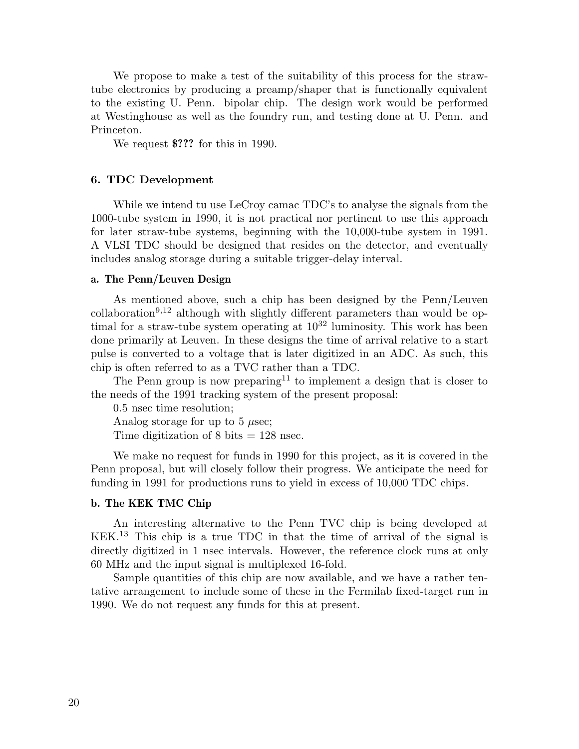We propose to make a test of the suitability of this process for the straw-tube electronics by producing a preamp/shaper that is functionally equivalent to the existing U. Penn. bipolar chip. The design work would be performed at Westinghouse as well as the foundry run, and testing done at U. Penn. and Princeton.

We request **$???** for this in 1990.

## 6. TDC Development

While we intend tu use LeCroy camac TDC's to analyse the signals from the 1000-tube system in 1990, it is not practical nor pertinent to use this approach for later straw-tube systems, beginning with the 10,000-tube system in 1991. A VLSI TDC should be designed that resides on the detector, and eventually includes analog storage during a suitable trigger-delay interval.

### a. The Penn/Leuven Design

As mentioned above, such a chip has been designed by the Penn/Leuven collaboration[9,12] although with slightly different parameters than would be optimal for a straw-tube system operating at $10^{32}$ luminosity. This work has been done primarily at Leuven. In these designs the time of arrival relative to a start pulse is converted to a voltage that is later digitized in an ADC. As such, this chip is often referred to as a TVC rather than a TDC.

The Penn group is now preparing[11] to implement a design that is closer to the needs of the 1991 tracking system of the present proposal:

0.5 nsec time resolution;

Analog storage for up to 5 $\mu$sec;

Time digitization of 8 bits = 128 nsec.

We make no request for funds in 1990 for this project, as it is covered in the Penn proposal, but will closely follow their progress. We anticipate the need for funding in 1991 for productions runs to yield in excess of 10,000 TDC chips.

### b. The KEK TMC Chip

An interesting alternative to the Penn TVC chip is being developed at KEK.[13] This chip is a true TDC in that the time of arrival of the signal is directly digitized in 1 nsec intervals. However, the reference clock runs at only 60 MHz and the input signal is multiplexed 16-fold.

Sample quantities of this chip are now available, and we have a rather tentative arrangement to include some of these in the Fermilab fixed-target run in 1990. We do not request any funds for this at present.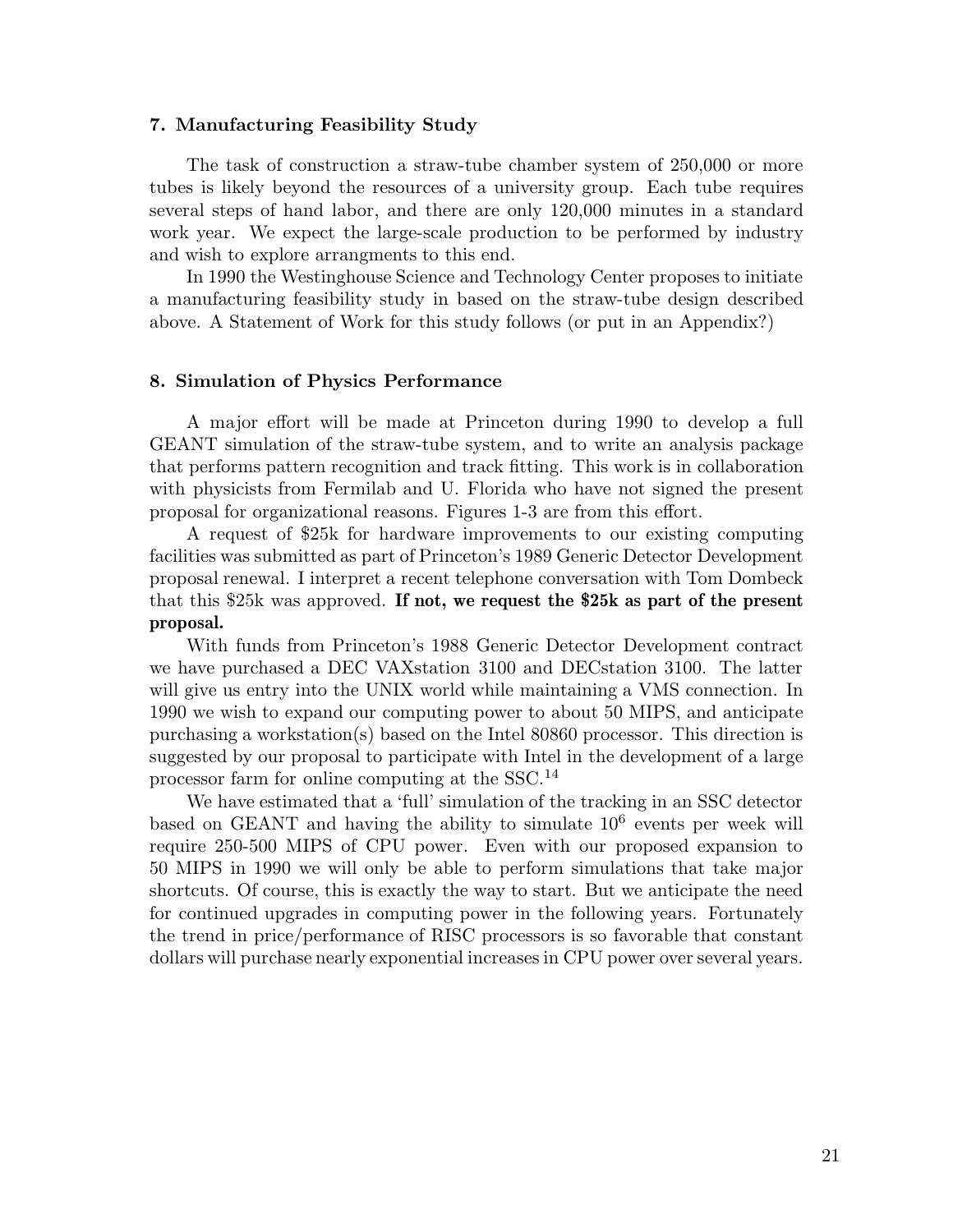## 7. Manufacturing Feasibility Study

The task of construction a straw-tube chamber system of 250,000 or more tubes is likely beyond the resources of a university group. Each tube requires several steps of hand labor, and there are only 120,000 minutes in a standard work year. We expect the large-scale production to be performed by industry and wish to explore arrangments to this end.

In 1990 the Westinghouse Science and Technology Center proposes to initiate a manufacturing feasibility study in based on the straw-tube design described above. A Statement of Work for this study follows (or put in an Appendix?)

## 8. Simulation of Physics Performance

A major effort will be made at Princeton during 1990 to develop a full GEANT simulation of the straw-tube system, and to write an analysis package that performs pattern recognition and track fitting. This work is in collaboration with physicists from Fermilab and U. Florida who have not signed the present proposal for organizational reasons. Figures 1-3 are from this effort.

A request of \$25k for hardware improvements to our existing computing facilities was submitted as part of Princeton's 1989 Generic Detector Development proposal renewal. I interpret a recent telephone conversation with Tom Dombeck that this \$25k was approved. **If not, we request the \$25k as part of the present proposal.**

With funds from Princeton's 1988 Generic Detector Development contract we have purchased a DEC VAXstation 3100 and DECstation 3100. The latter will give us entry into the UNIX world while maintaining a VMS connection. In 1990 we wish to expand our computing power to about 50 MIPS, and anticipate purchasing a workstation(s) based on the Intel 80860 processor. This direction is suggested by our proposal to participate with Intel in the development of a large processor farm for online computing at the SSC.[14]

We have estimated that a 'full' simulation of the tracking in an SSC detector based on GEANT and having the ability to simulate $10^6$ events per week will require 250-500 MIPS of CPU power. Even with our proposed expansion to 50 MIPS in 1990 we will only be able to perform simulations that take major shortcuts. Of course, this is exactly the way to start. But we anticipate the need for continued upgrades in computing power in the following years. Fortunately the trend in price/performance of RISC processors is so favorable that constant dollars will purchase nearly exponential increases in CPU power over several years.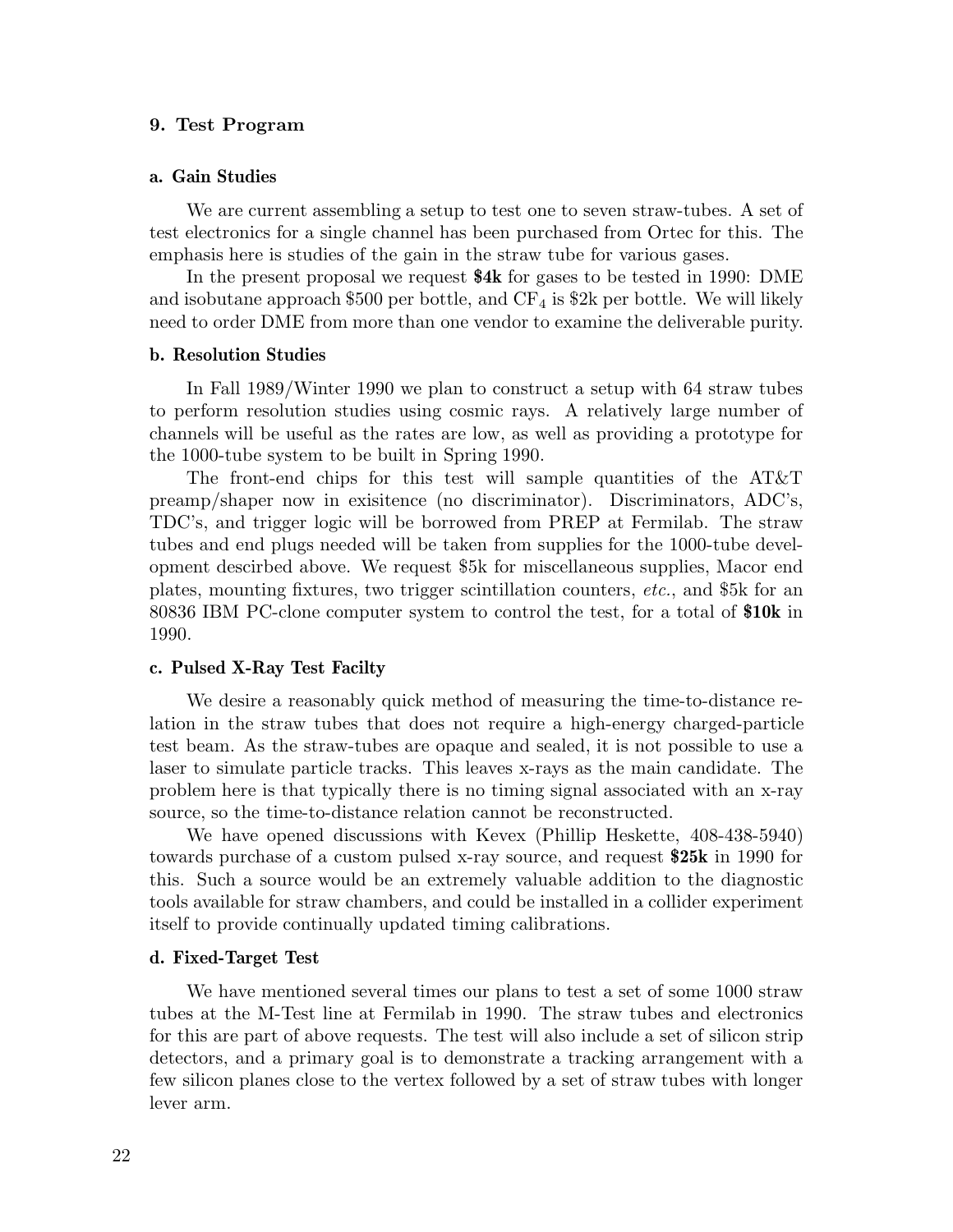## 9. Test Program

### a. Gain Studies

We are current assembling a setup to test one to seven straw-tubes. A set of test electronics for a single channel has been purchased from Ortec for this. The emphasis here is studies of the gain in the straw tube for various gases.

In the present proposal we request **\$4k** for gases to be tested in 1990: DME and isobutane approach \$500 per bottle, and $CF_4$ is \$2k per bottle. We will likely need to order DME from more than one vendor to examine the deliverable purity.

### b. Resolution Studies

In Fall 1989/Winter 1990 we plan to construct a setup with 64 straw tubes to perform resolution studies using cosmic rays. A relatively large number of channels will be useful as the rates are low, as well as providing a prototype for the 1000-tube system to be built in Spring 1990.

The front-end chips for this test will sample quantities of the AT&T preamp/shaper now in exisitence (no discriminator). Discriminators, ADC's, TDC's, and trigger logic will be borrowed from PREP at Fermilab. The straw tubes and end plugs needed will be taken from supplies for the 1000-tube development descirbed above. We request \$5k for miscellaneous supplies, Macor end plates, mounting fixtures, two trigger scintillation counters, *etc.*, and \$5k for an 80836 IBM PC-clone computer system to control the test, for a total of **\$10k** in 1990.

### c. Pulsed X-Ray Test Facilty

We desire a reasonably quick method of measuring the time-to-distance relation in the straw tubes that does not require a high-energy charged-particle test beam. As the straw-tubes are opaque and sealed, it is not possible to use a laser to simulate particle tracks. This leaves x-rays as the main candidate. The problem here is that typically there is no timing signal associated with an x-ray source, so the time-to-distance relation cannot be reconstructed.

We have opened discussions with Kevex (Phillip Heskette, 408-438-5940) towards purchase of a custom pulsed x-ray source, and request **\$25k** in 1990 for this. Such a source would be an extremely valuable addition to the diagnostic tools available for straw chambers, and could be installed in a collider experiment itself to provide continually updated timing calibrations.

### d. Fixed-Target Test

We have mentioned several times our plans to test a set of some 1000 straw tubes at the M-Test line at Fermilab in 1990. The straw tubes and electronics for this are part of above requests. The test will also include a set of silicon strip detectors, and a primary goal is to demonstrate a tracking arrangement with a few silicon planes close to the vertex followed by a set of straw tubes with longer lever arm.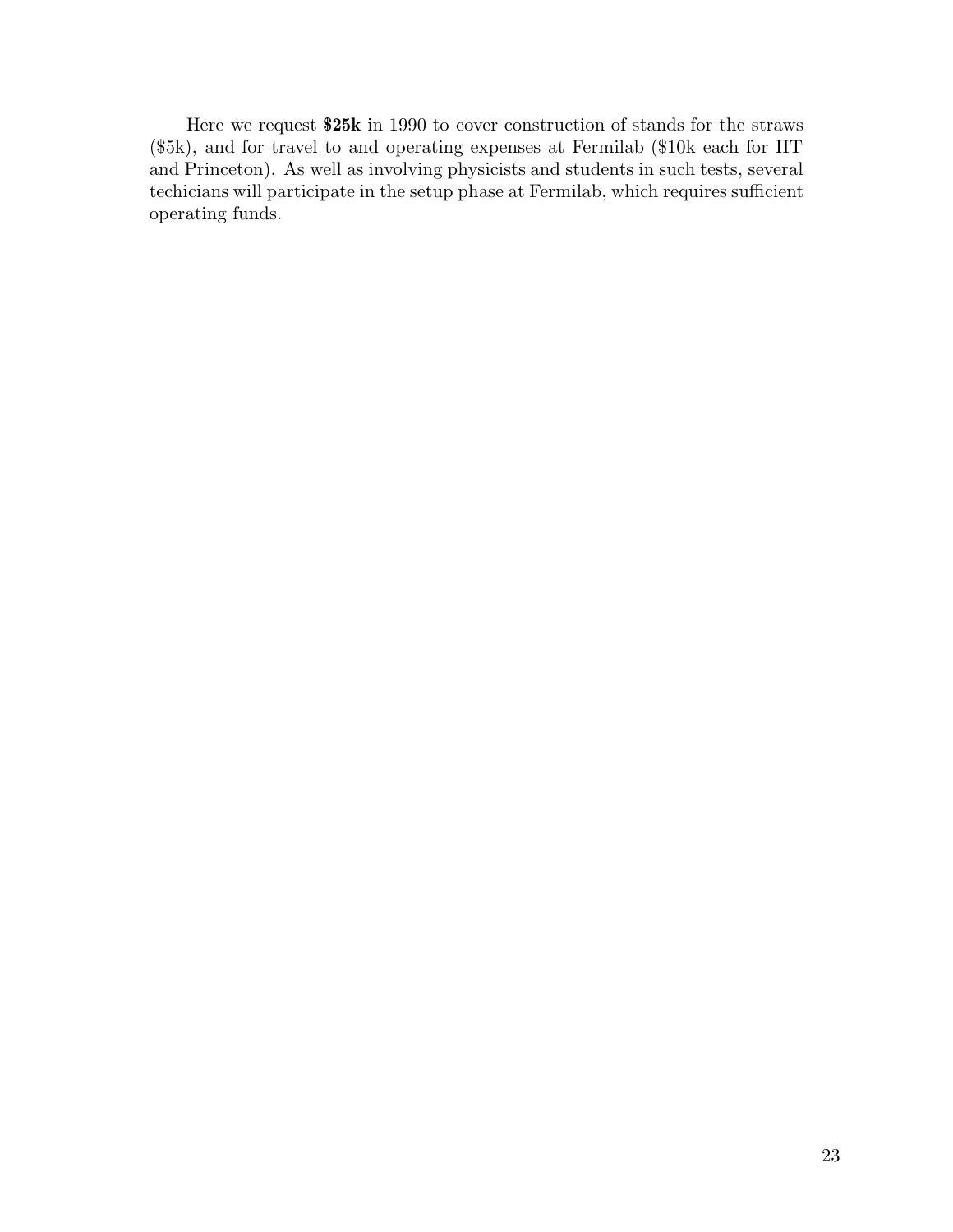Here we request **$25k** in 1990 to cover construction of stands for the straws ($5k), and for travel to and operating expenses at Fermilab ($10k each for IIT and Princeton). As well as involving physicists and students in such tests, several techicians will participate in the setup phase at Fermilab, which requires sufficient operating funds.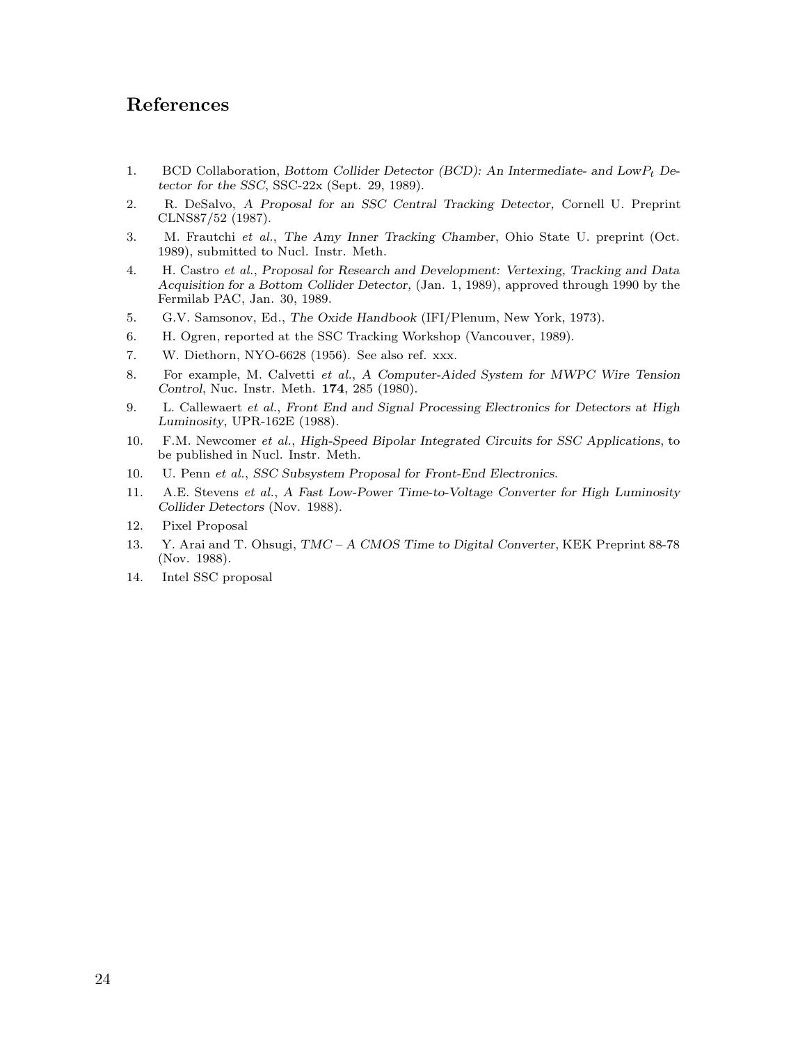# References

1. BCD Collaboration, *Bottom Collider Detector (BCD): An Intermediate- and Low$P_t$ Detector for the SSC*, SSC-22x (Sept. 29, 1989).
2. R. DeSalvo, *A Proposal for an SSC Central Tracking Detector,* Cornell U. Preprint CLNS87/52 (1987).
3. M. Frautchi *et al.*, *The Amy Inner Tracking Chamber*, Ohio State U. preprint (Oct. 1989), submitted to Nucl. Instr. Meth.
4. H. Castro *et al.*, *Proposal for Research and Development: Vertexing, Tracking and Data Acquisition for a Bottom Collider Detector,* (Jan. 1, 1989), approved through 1990 by the Fermilab PAC, Jan. 30, 1989.
5. G.V. Samsonov, Ed., *The Oxide Handbook* (IFI/Plenum, New York, 1973).
6. H. Ogren, reported at the SSC Tracking Workshop (Vancouver, 1989).
7. W. Diethorn, NYO-6628 (1956). See also ref. xxx.
8. For example, M. Calvetti *et al.*, *A Computer-Aided System for MWPC Wire Tension Control*, Nuc. Instr. Meth. **174**, 285 (1980).
9. L. Callewaert *et al.*, *Front End and Signal Processing Electronics for Detectors at High Luminosity*, UPR-162E (1988).
10. F.M. Newcomer *et al.*, *High-Speed Bipolar Integrated Circuits for SSC Applications*, to be published in Nucl. Instr. Meth.
10. U. Penn *et al.*, *SSC Subsystem Proposal for Front-End Electronics*.
11. A.E. Stevens *et al.*, *A Fast Low-Power Time-to-Voltage Converter for High Luminosity Collider Detectors* (Nov. 1988).
12. Pixel Proposal
13. Y. Arai and T. Ohsugi, *TMC – A CMOS Time to Digital Converter*, KEK Preprint 88-78 (Nov. 1988).
14. Intel SSC proposal